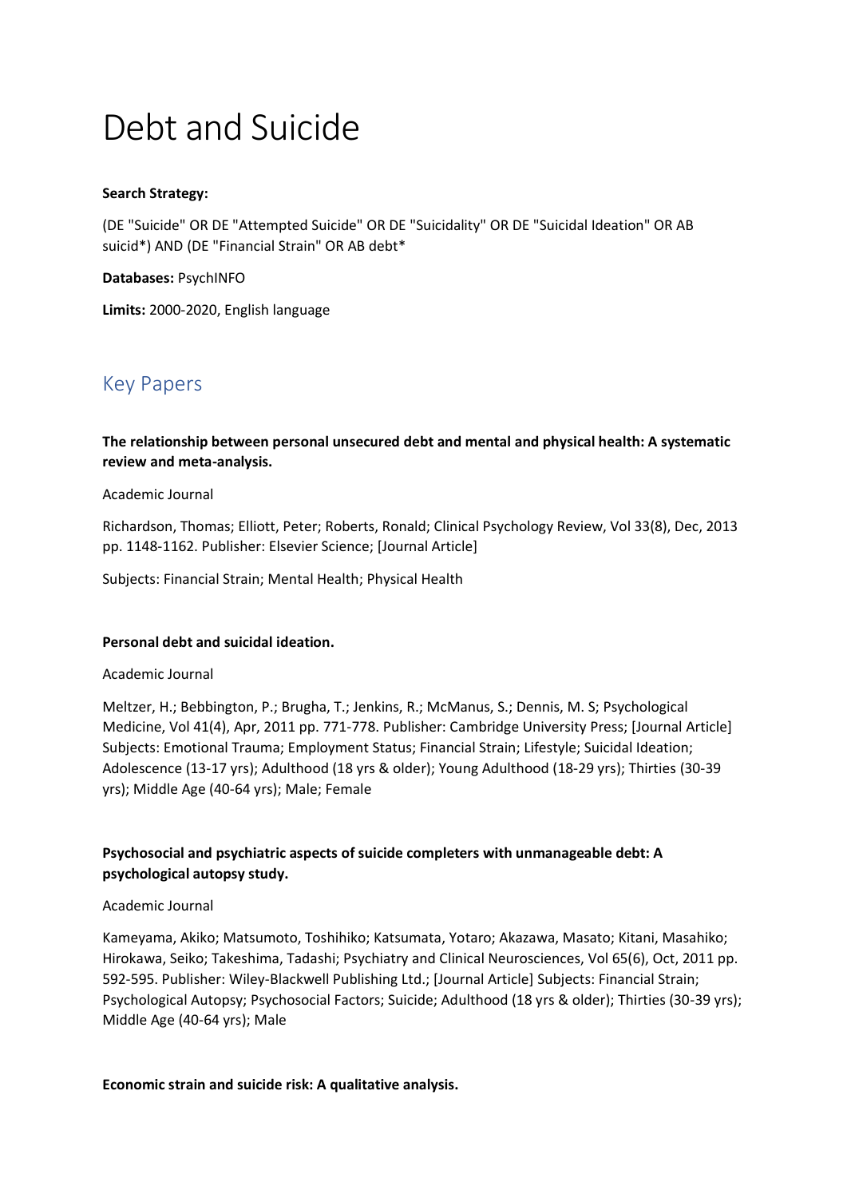# Debt and Suicide

**Search Strategy:**

(DE "Suicide" OR DE "Attempted Suicide" OR DE "Suicidality" OR DE "Suicidal Ideation" OR AB suicid*) AND (DE "Financial Strain" OR AB debt*

**Databases:** PsychINFO

**Limits:** 2000-2020, English language

## Key Papers

**The relationship between personal unsecured debt and mental and physical health: A systematic review and meta-analysis.**

Academic Journal

Richardson, Thomas; Elliott, Peter; Roberts, Ronald; Clinical Psychology Review, Vol 33(8), Dec, 2013 pp. 1148-1162. Publisher: Elsevier Science; [Journal Article]

Subjects: Financial Strain; Mental Health; Physical Health

**Personal debt and suicidal ideation.**

Academic Journal

Meltzer, H.; Bebbington, P.; Brugha, T.; Jenkins, R.; McManus, S.; Dennis, M. S; Psychological Medicine, Vol 41(4), Apr, 2011 pp. 771-778. Publisher: Cambridge University Press; [Journal Article] Subjects: Emotional Trauma; Employment Status; Financial Strain; Lifestyle; Suicidal Ideation; Adolescence (13-17 yrs); Adulthood (18 yrs & older); Young Adulthood (18-29 yrs); Thirties (30-39 yrs); Middle Age (40-64 yrs); Male; Female

**Psychosocial and psychiatric aspects of suicide completers with unmanageable debt: A psychological autopsy study.**

Academic Journal

Kameyama, Akiko; Matsumoto, Toshihiko; Katsumata, Yotaro; Akazawa, Masato; Kitani, Masahiko; Hirokawa, Seiko; Takeshima, Tadashi; Psychiatry and Clinical Neurosciences, Vol 65(6), Oct, 2011 pp. 592-595. Publisher: Wiley-Blackwell Publishing Ltd.; [Journal Article] Subjects: Financial Strain; Psychological Autopsy; Psychosocial Factors; Suicide; Adulthood (18 yrs & older); Thirties (30-39 yrs); Middle Age (40-64 yrs); Male

**Economic strain and suicide risk: A qualitative analysis.**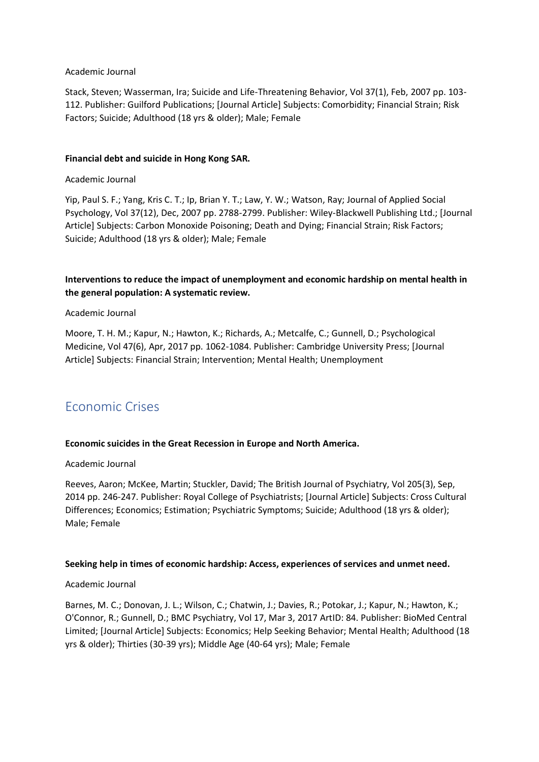Academic Journal

Stack, Steven; Wasserman, Ira; Suicide and Life-Threatening Behavior, Vol 37(1), Feb, 2007 pp. 103-112. Publisher: Guilford Publications; [Journal Article] Subjects: Comorbidity; Financial Strain; Risk Factors; Suicide; Adulthood (18 yrs & older); Male; Female

**Financial debt and suicide in Hong Kong SAR.**

Academic Journal

Yip, Paul S. F.; Yang, Kris C. T.; Ip, Brian Y. T.; Law, Y. W.; Watson, Ray; Journal of Applied Social Psychology, Vol 37(12), Dec, 2007 pp. 2788-2799. Publisher: Wiley-Blackwell Publishing Ltd.; [Journal Article] Subjects: Carbon Monoxide Poisoning; Death and Dying; Financial Strain; Risk Factors; Suicide; Adulthood (18 yrs & older); Male; Female

**Interventions to reduce the impact of unemployment and economic hardship on mental health in the general population: A systematic review.**

Academic Journal

Moore, T. H. M.; Kapur, N.; Hawton, K.; Richards, A.; Metcalfe, C.; Gunnell, D.; Psychological Medicine, Vol 47(6), Apr, 2017 pp. 1062-1084. Publisher: Cambridge University Press; [Journal Article] Subjects: Financial Strain; Intervention; Mental Health; Unemployment

## Economic Crises

**Economic suicides in the Great Recession in Europe and North America.**

Academic Journal

Reeves, Aaron; McKee, Martin; Stuckler, David; The British Journal of Psychiatry, Vol 205(3), Sep, 2014 pp. 246-247. Publisher: Royal College of Psychiatrists; [Journal Article] Subjects: Cross Cultural Differences; Economics; Estimation; Psychiatric Symptoms; Suicide; Adulthood (18 yrs & older); Male; Female

**Seeking help in times of economic hardship: Access, experiences of services and unmet need.**

Academic Journal

Barnes, M. C.; Donovan, J. L.; Wilson, C.; Chatwin, J.; Davies, R.; Potokar, J.; Kapur, N.; Hawton, K.; O'Connor, R.; Gunnell, D.; BMC Psychiatry, Vol 17, Mar 3, 2017 ArtID: 84. Publisher: BioMed Central Limited; [Journal Article] Subjects: Economics; Help Seeking Behavior; Mental Health; Adulthood (18 yrs & older); Thirties (30-39 yrs); Middle Age (40-64 yrs); Male; Female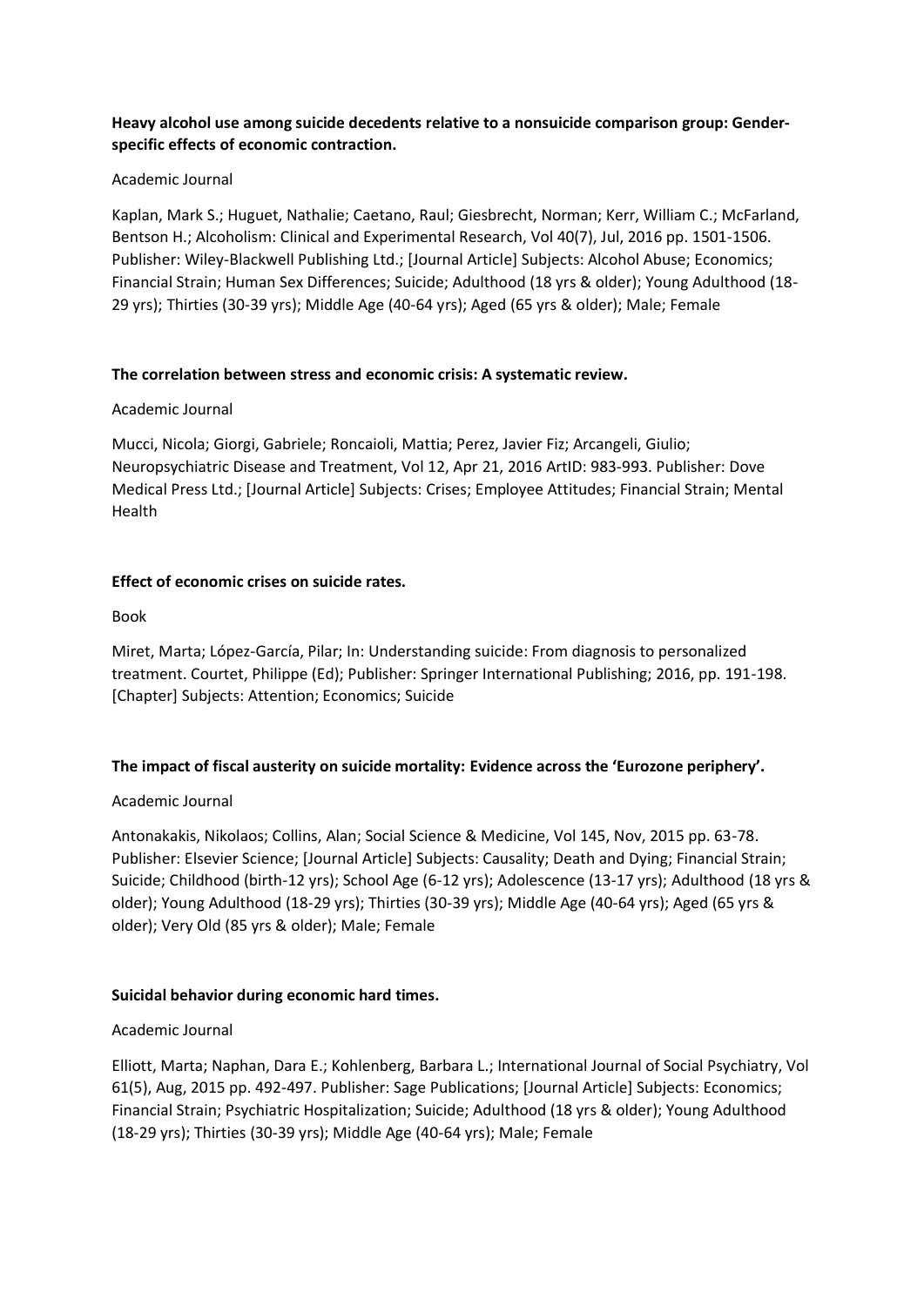**Heavy alcohol use among suicide decedents relative to a nonsuicide comparison group: Gender-specific effects of economic contraction.**

Academic Journal

Kaplan, Mark S.; Huguet, Nathalie; Caetano, Raul; Giesbrecht, Norman; Kerr, William C.; McFarland, Bentson H.; Alcoholism: Clinical and Experimental Research, Vol 40(7), Jul, 2016 pp. 1501-1506. Publisher: Wiley-Blackwell Publishing Ltd.; [Journal Article] Subjects: Alcohol Abuse; Economics; Financial Strain; Human Sex Differences; Suicide; Adulthood (18 yrs & older); Young Adulthood (18-29 yrs); Thirties (30-39 yrs); Middle Age (40-64 yrs); Aged (65 yrs & older); Male; Female

**The correlation between stress and economic crisis: A systematic review.**

Academic Journal

Mucci, Nicola; Giorgi, Gabriele; Roncaioli, Mattia; Perez, Javier Fiz; Arcangeli, Giulio; Neuropsychiatric Disease and Treatment, Vol 12, Apr 21, 2016 ArtID: 983-993. Publisher: Dove Medical Press Ltd.; [Journal Article] Subjects: Crises; Employee Attitudes; Financial Strain; Mental Health

**Effect of economic crises on suicide rates.**

Book

Miret, Marta; López-García, Pilar; In: Understanding suicide: From diagnosis to personalized treatment. Courtet, Philippe (Ed); Publisher: Springer International Publishing; 2016, pp. 191-198. [Chapter] Subjects: Attention; Economics; Suicide

**The impact of fiscal austerity on suicide mortality: Evidence across the 'Eurozone periphery'.**

Academic Journal

Antonakakis, Nikolaos; Collins, Alan; Social Science & Medicine, Vol 145, Nov, 2015 pp. 63-78. Publisher: Elsevier Science; [Journal Article] Subjects: Causality; Death and Dying; Financial Strain; Suicide; Childhood (birth-12 yrs); School Age (6-12 yrs); Adolescence (13-17 yrs); Adulthood (18 yrs & older); Young Adulthood (18-29 yrs); Thirties (30-39 yrs); Middle Age (40-64 yrs); Aged (65 yrs & older); Very Old (85 yrs & older); Male; Female

**Suicidal behavior during economic hard times.**

Academic Journal

Elliott, Marta; Naphan, Dara E.; Kohlenberg, Barbara L.; International Journal of Social Psychiatry, Vol 61(5), Aug, 2015 pp. 492-497. Publisher: Sage Publications; [Journal Article] Subjects: Economics; Financial Strain; Psychiatric Hospitalization; Suicide; Adulthood (18 yrs & older); Young Adulthood (18-29 yrs); Thirties (30-39 yrs); Middle Age (40-64 yrs); Male; Female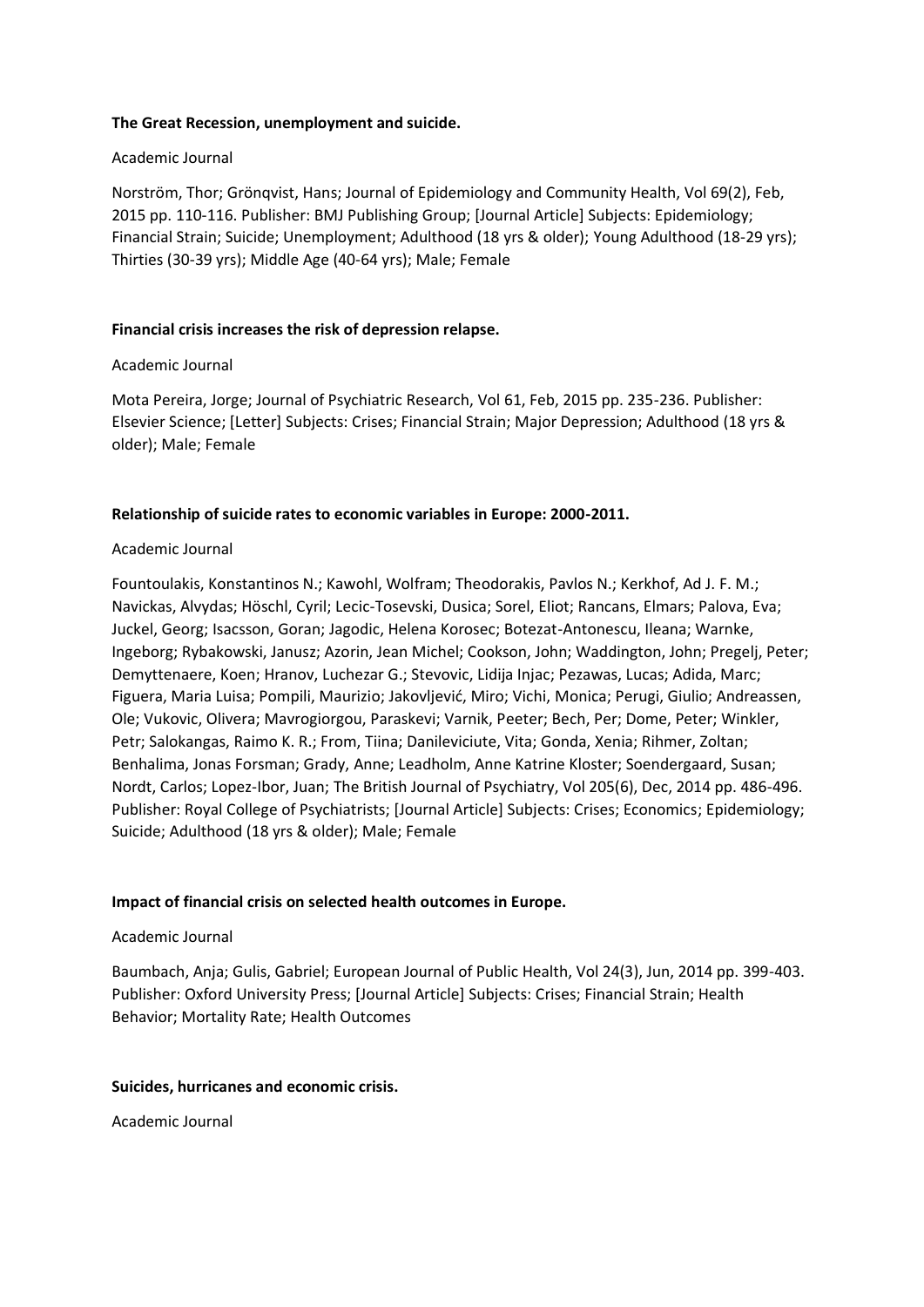**The Great Recession, unemployment and suicide.**

Academic Journal

Norström, Thor; Grönqvist, Hans; Journal of Epidemiology and Community Health, Vol 69(2), Feb, 2015 pp. 110-116. Publisher: BMJ Publishing Group; [Journal Article] Subjects: Epidemiology; Financial Strain; Suicide; Unemployment; Adulthood (18 yrs & older); Young Adulthood (18-29 yrs); Thirties (30-39 yrs); Middle Age (40-64 yrs); Male; Female

**Financial crisis increases the risk of depression relapse.**

Academic Journal

Mota Pereira, Jorge; Journal of Psychiatric Research, Vol 61, Feb, 2015 pp. 235-236. Publisher: Elsevier Science; [Letter] Subjects: Crises; Financial Strain; Major Depression; Adulthood (18 yrs & older); Male; Female

**Relationship of suicide rates to economic variables in Europe: 2000-2011.**

Academic Journal

Fountoulakis, Konstantinos N.; Kawohl, Wolfram; Theodorakis, Pavlos N.; Kerkhof, Ad J. F. M.; Navickas, Alvydas; Höschl, Cyril; Lecic-Tosevski, Dusica; Sorel, Eliot; Rancans, Elmars; Palova, Eva; Juckel, Georg; Isacsson, Goran; Jagodic, Helena Korosec; Botezat-Antonescu, Ileana; Warnke, Ingeborg; Rybakowski, Janusz; Azorin, Jean Michel; Cookson, John; Waddington, John; Pregelj, Peter; Demyttenaere, Koen; Hranov, Luchezar G.; Stevovic, Lidija Injac; Pezawas, Lucas; Adida, Marc; Figuera, Maria Luisa; Pompili, Maurizio; Jakovljević, Miro; Vichi, Monica; Perugi, Giulio; Andreassen, Ole; Vukovic, Olivera; Mavrogiorgou, Paraskevi; Varnik, Peeter; Bech, Per; Dome, Peter; Winkler, Petr; Salokangas, Raimo K. R.; From, Tiina; Danileviciute, Vita; Gonda, Xenia; Rihmer, Zoltan; Benhalima, Jonas Forsman; Grady, Anne; Leadholm, Anne Katrine Kloster; Soendergaard, Susan; Nordt, Carlos; Lopez-Ibor, Juan; The British Journal of Psychiatry, Vol 205(6), Dec, 2014 pp. 486-496. Publisher: Royal College of Psychiatrists; [Journal Article] Subjects: Crises; Economics; Epidemiology; Suicide; Adulthood (18 yrs & older); Male; Female

**Impact of financial crisis on selected health outcomes in Europe.**

Academic Journal

Baumbach, Anja; Gulis, Gabriel; European Journal of Public Health, Vol 24(3), Jun, 2014 pp. 399-403. Publisher: Oxford University Press; [Journal Article] Subjects: Crises; Financial Strain; Health Behavior; Mortality Rate; Health Outcomes

**Suicides, hurricanes and economic crisis.**

Academic Journal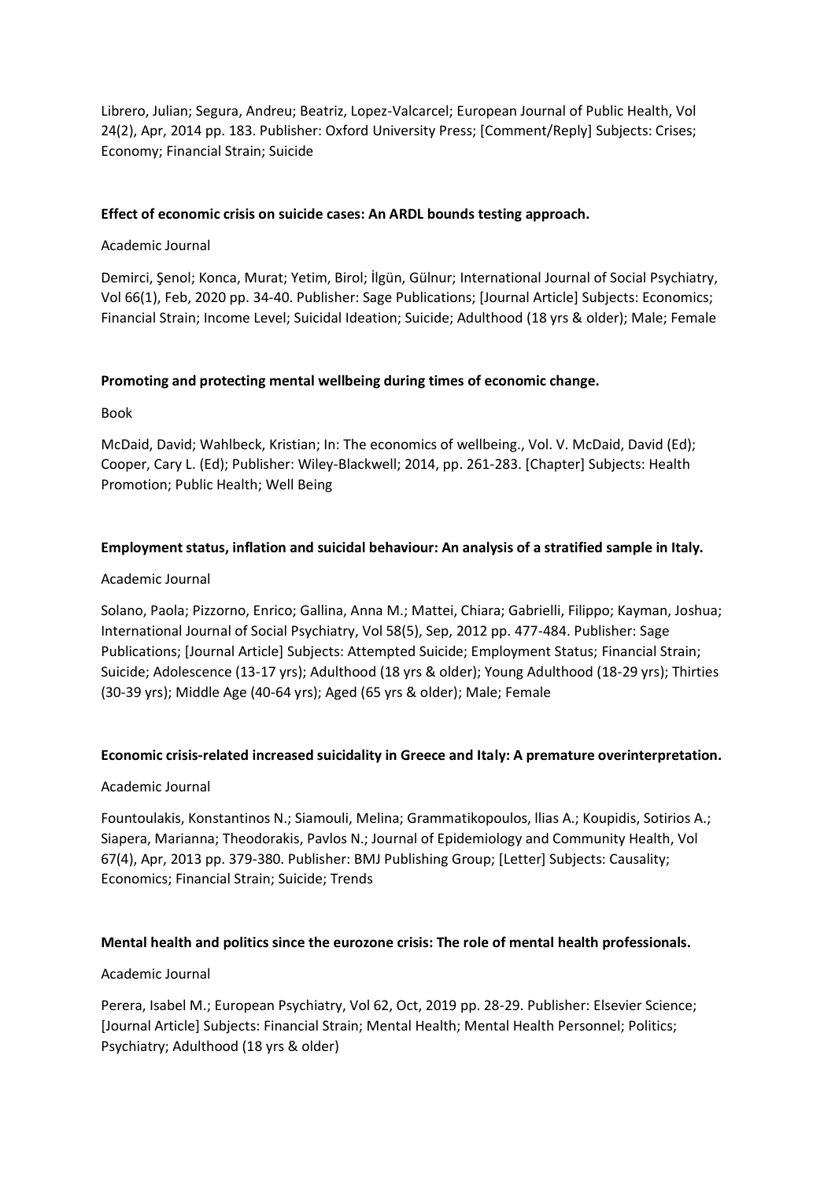Librero, Julian; Segura, Andreu; Beatriz, Lopez-Valcarcel; European Journal of Public Health, Vol 24(2), Apr, 2014 pp. 183. Publisher: Oxford University Press; [Comment/Reply] Subjects: Crises; Economy; Financial Strain; Suicide

**Effect of economic crisis on suicide cases: An ARDL bounds testing approach.**

Academic Journal

Demirci, Şenol; Konca, Murat; Yetim, Birol; İlgün, Gülnur; International Journal of Social Psychiatry, Vol 66(1), Feb, 2020 pp. 34-40. Publisher: Sage Publications; [Journal Article] Subjects: Economics; Financial Strain; Income Level; Suicidal Ideation; Suicide; Adulthood (18 yrs & older); Male; Female

**Promoting and protecting mental wellbeing during times of economic change.**

Book

McDaid, David; Wahlbeck, Kristian; In: The economics of wellbeing., Vol. V. McDaid, David (Ed); Cooper, Cary L. (Ed); Publisher: Wiley-Blackwell; 2014, pp. 261-283. [Chapter] Subjects: Health Promotion; Public Health; Well Being

**Employment status, inflation and suicidal behaviour: An analysis of a stratified sample in Italy.**

Academic Journal

Solano, Paola; Pizzorno, Enrico; Gallina, Anna M.; Mattei, Chiara; Gabrielli, Filippo; Kayman, Joshua; International Journal of Social Psychiatry, Vol 58(5), Sep, 2012 pp. 477-484. Publisher: Sage Publications; [Journal Article] Subjects: Attempted Suicide; Employment Status; Financial Strain; Suicide; Adolescence (13-17 yrs); Adulthood (18 yrs & older); Young Adulthood (18-29 yrs); Thirties (30-39 yrs); Middle Age (40-64 yrs); Aged (65 yrs & older); Male; Female

**Economic crisis-related increased suicidality in Greece and Italy: A premature overinterpretation.**

Academic Journal

Fountoulakis, Konstantinos N.; Siamouli, Melina; Grammatikopoulos, llias A.; Koupidis, Sotirios A.; Siapera, Marianna; Theodorakis, Pavlos N.; Journal of Epidemiology and Community Health, Vol 67(4), Apr, 2013 pp. 379-380. Publisher: BMJ Publishing Group; [Letter] Subjects: Causality; Economics; Financial Strain; Suicide; Trends

**Mental health and politics since the eurozone crisis: The role of mental health professionals.**

Academic Journal

Perera, Isabel M.; European Psychiatry, Vol 62, Oct, 2019 pp. 28-29. Publisher: Elsevier Science; [Journal Article] Subjects: Financial Strain; Mental Health; Mental Health Personnel; Politics; Psychiatry; Adulthood (18 yrs & older)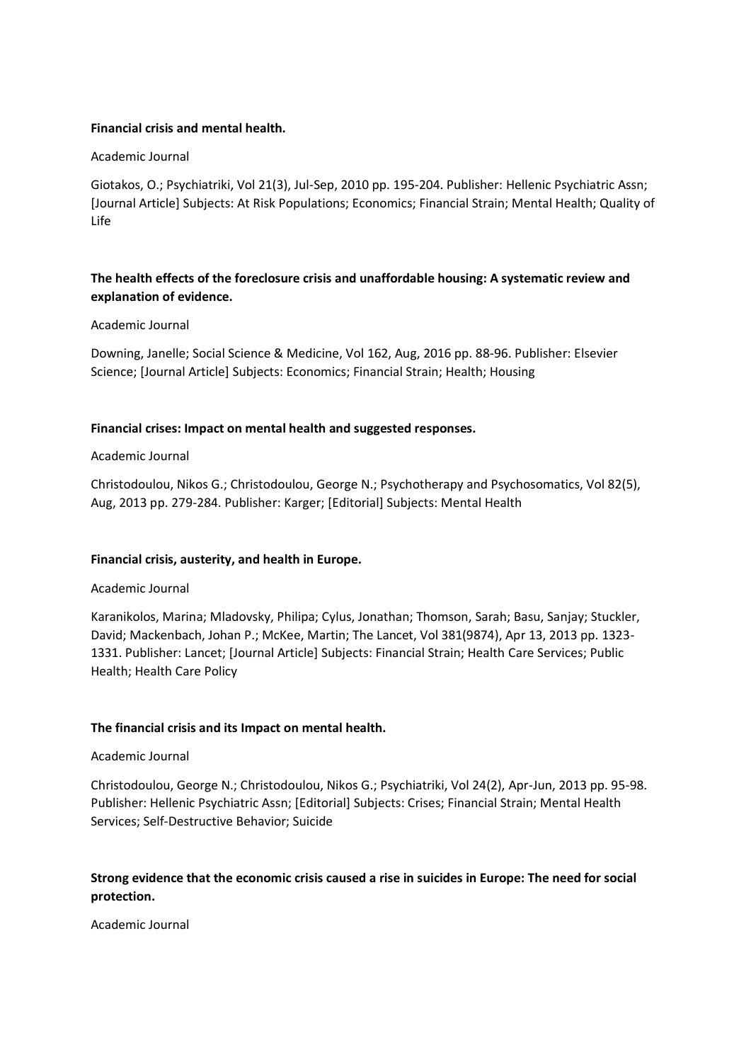**Financial crisis and mental health.**

Academic Journal

Giotakos, O.; Psychiatriki, Vol 21(3), Jul-Sep, 2010 pp. 195-204. Publisher: Hellenic Psychiatric Assn; [Journal Article] Subjects: At Risk Populations; Economics; Financial Strain; Mental Health; Quality of Life

**The health effects of the foreclosure crisis and unaffordable housing: A systematic review and explanation of evidence.**

Academic Journal

Downing, Janelle; Social Science & Medicine, Vol 162, Aug, 2016 pp. 88-96. Publisher: Elsevier Science; [Journal Article] Subjects: Economics; Financial Strain; Health; Housing

**Financial crises: Impact on mental health and suggested responses.**

Academic Journal

Christodoulou, Nikos G.; Christodoulou, George N.; Psychotherapy and Psychosomatics, Vol 82(5), Aug, 2013 pp. 279-284. Publisher: Karger; [Editorial] Subjects: Mental Health

**Financial crisis, austerity, and health in Europe.**

Academic Journal

Karanikolos, Marina; Mladovsky, Philipa; Cylus, Jonathan; Thomson, Sarah; Basu, Sanjay; Stuckler, David; Mackenbach, Johan P.; McKee, Martin; The Lancet, Vol 381(9874), Apr 13, 2013 pp. 1323-1331. Publisher: Lancet; [Journal Article] Subjects: Financial Strain; Health Care Services; Public Health; Health Care Policy

**The financial crisis and its Impact on mental health.**

Academic Journal

Christodoulou, George N.; Christodoulou, Nikos G.; Psychiatriki, Vol 24(2), Apr-Jun, 2013 pp. 95-98. Publisher: Hellenic Psychiatric Assn; [Editorial] Subjects: Crises; Financial Strain; Mental Health Services; Self-Destructive Behavior; Suicide

**Strong evidence that the economic crisis caused a rise in suicides in Europe: The need for social protection.**

Academic Journal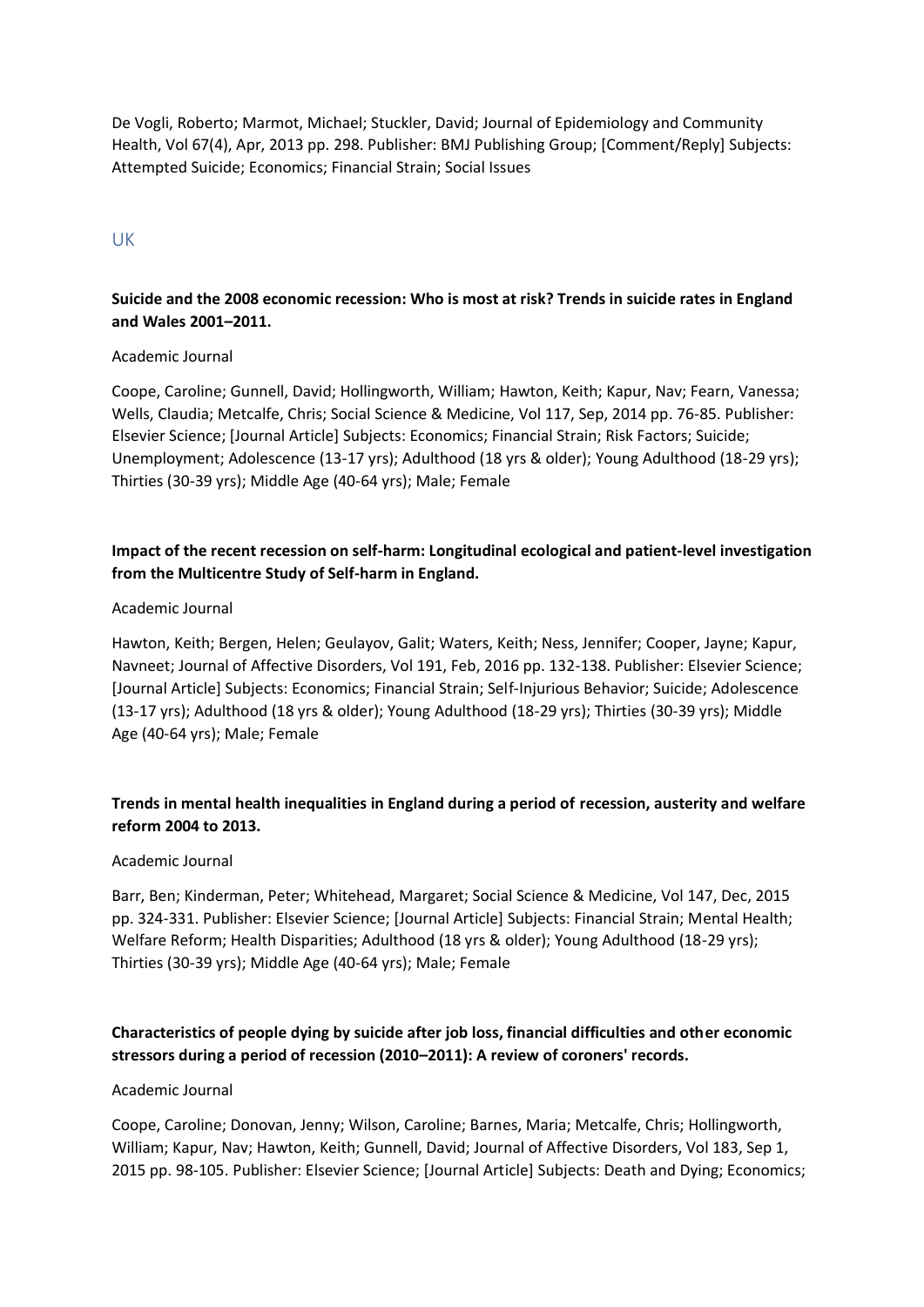De Vogli, Roberto; Marmot, Michael; Stuckler, David; Journal of Epidemiology and Community Health, Vol 67(4), Apr, 2013 pp. 298. Publisher: BMJ Publishing Group; [Comment/Reply] Subjects: Attempted Suicide; Economics; Financial Strain; Social Issues

## UK

**Suicide and the 2008 economic recession: Who is most at risk? Trends in suicide rates in England and Wales 2001–2011.**

Academic Journal

Coope, Caroline; Gunnell, David; Hollingworth, William; Hawton, Keith; Kapur, Nav; Fearn, Vanessa; Wells, Claudia; Metcalfe, Chris; Social Science & Medicine, Vol 117, Sep, 2014 pp. 76-85. Publisher: Elsevier Science; [Journal Article] Subjects: Economics; Financial Strain; Risk Factors; Suicide; Unemployment; Adolescence (13-17 yrs); Adulthood (18 yrs & older); Young Adulthood (18-29 yrs); Thirties (30-39 yrs); Middle Age (40-64 yrs); Male; Female

**Impact of the recent recession on self-harm: Longitudinal ecological and patient-level investigation from the Multicentre Study of Self-harm in England.**

Academic Journal

Hawton, Keith; Bergen, Helen; Geulayov, Galit; Waters, Keith; Ness, Jennifer; Cooper, Jayne; Kapur, Navneet; Journal of Affective Disorders, Vol 191, Feb, 2016 pp. 132-138. Publisher: Elsevier Science; [Journal Article] Subjects: Economics; Financial Strain; Self-Injurious Behavior; Suicide; Adolescence (13-17 yrs); Adulthood (18 yrs & older); Young Adulthood (18-29 yrs); Thirties (30-39 yrs); Middle Age (40-64 yrs); Male; Female

**Trends in mental health inequalities in England during a period of recession, austerity and welfare reform 2004 to 2013.**

Academic Journal

Barr, Ben; Kinderman, Peter; Whitehead, Margaret; Social Science & Medicine, Vol 147, Dec, 2015 pp. 324-331. Publisher: Elsevier Science; [Journal Article] Subjects: Financial Strain; Mental Health; Welfare Reform; Health Disparities; Adulthood (18 yrs & older); Young Adulthood (18-29 yrs); Thirties (30-39 yrs); Middle Age (40-64 yrs); Male; Female

**Characteristics of people dying by suicide after job loss, financial difficulties and other economic stressors during a period of recession (2010–2011): A review of coroners' records.**

Academic Journal

Coope, Caroline; Donovan, Jenny; Wilson, Caroline; Barnes, Maria; Metcalfe, Chris; Hollingworth, William; Kapur, Nav; Hawton, Keith; Gunnell, David; Journal of Affective Disorders, Vol 183, Sep 1, 2015 pp. 98-105. Publisher: Elsevier Science; [Journal Article] Subjects: Death and Dying; Economics;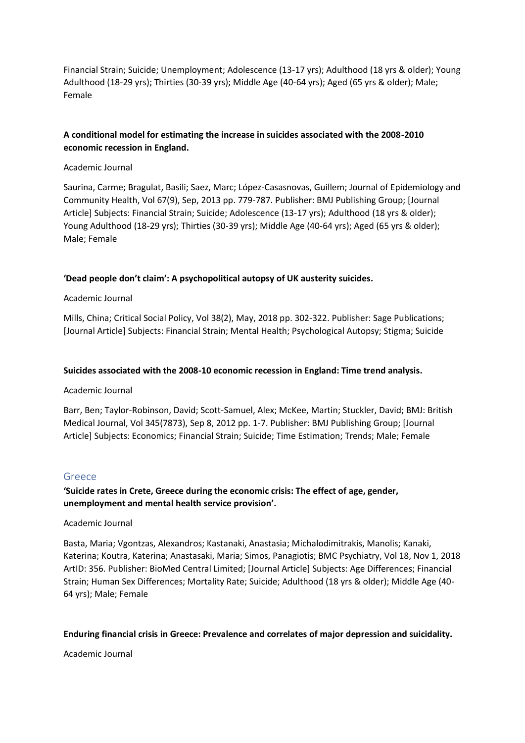Financial Strain; Suicide; Unemployment; Adolescence (13-17 yrs); Adulthood (18 yrs & older); Young Adulthood (18-29 yrs); Thirties (30-39 yrs); Middle Age (40-64 yrs); Aged (65 yrs & older); Male; Female

**A conditional model for estimating the increase in suicides associated with the 2008-2010 economic recession in England.**

Academic Journal

Saurina, Carme; Bragulat, Basili; Saez, Marc; López-Casasnovas, Guillem; Journal of Epidemiology and Community Health, Vol 67(9), Sep, 2013 pp. 779-787. Publisher: BMJ Publishing Group; [Journal Article] Subjects: Financial Strain; Suicide; Adolescence (13-17 yrs); Adulthood (18 yrs & older); Young Adulthood (18-29 yrs); Thirties (30-39 yrs); Middle Age (40-64 yrs); Aged (65 yrs & older); Male; Female

**'Dead people don't claim': A psychopolitical autopsy of UK austerity suicides.**

Academic Journal

Mills, China; Critical Social Policy, Vol 38(2), May, 2018 pp. 302-322. Publisher: Sage Publications; [Journal Article] Subjects: Financial Strain; Mental Health; Psychological Autopsy; Stigma; Suicide

**Suicides associated with the 2008-10 economic recession in England: Time trend analysis.**

Academic Journal

Barr, Ben; Taylor-Robinson, David; Scott-Samuel, Alex; McKee, Martin; Stuckler, David; BMJ: British Medical Journal, Vol 345(7873), Sep 8, 2012 pp. 1-7. Publisher: BMJ Publishing Group; [Journal Article] Subjects: Economics; Financial Strain; Suicide; Time Estimation; Trends; Male; Female

## Greece

**'Suicide rates in Crete, Greece during the economic crisis: The effect of age, gender, unemployment and mental health service provision'.**

Academic Journal

Basta, Maria; Vgontzas, Alexandros; Kastanaki, Anastasia; Michalodimitrakis, Manolis; Kanaki, Katerina; Koutra, Katerina; Anastasaki, Maria; Simos, Panagiotis; BMC Psychiatry, Vol 18, Nov 1, 2018 ArtID: 356. Publisher: BioMed Central Limited; [Journal Article] Subjects: Age Differences; Financial Strain; Human Sex Differences; Mortality Rate; Suicide; Adulthood (18 yrs & older); Middle Age (40-64 yrs); Male; Female

**Enduring financial crisis in Greece: Prevalence and correlates of major depression and suicidality.**

Academic Journal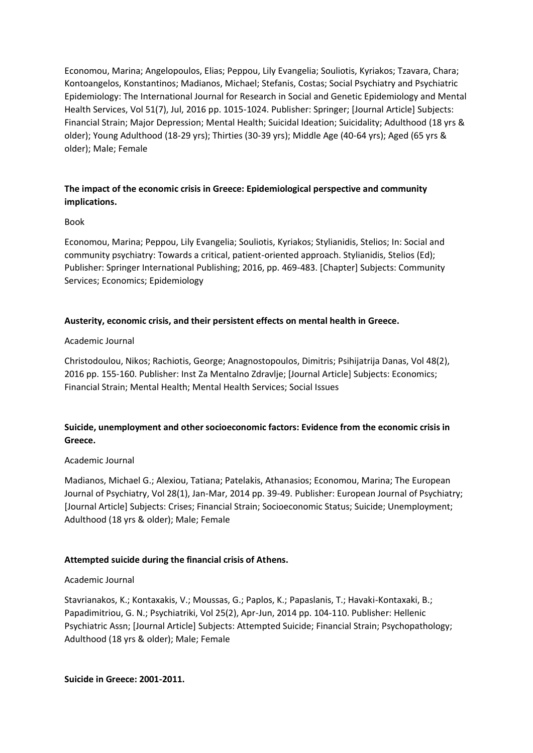Economou, Marina; Angelopoulos, Elias; Peppou, Lily Evangelia; Souliotis, Kyriakos; Tzavara, Chara; Kontoangelos, Konstantinos; Madianos, Michael; Stefanis, Costas; Social Psychiatry and Psychiatric Epidemiology: The International Journal for Research in Social and Genetic Epidemiology and Mental Health Services, Vol 51(7), Jul, 2016 pp. 1015-1024. Publisher: Springer; [Journal Article] Subjects: Financial Strain; Major Depression; Mental Health; Suicidal Ideation; Suicidality; Adulthood (18 yrs & older); Young Adulthood (18-29 yrs); Thirties (30-39 yrs); Middle Age (40-64 yrs); Aged (65 yrs & older); Male; Female

**The impact of the economic crisis in Greece: Epidemiological perspective and community implications.**

Book

Economou, Marina; Peppou, Lily Evangelia; Souliotis, Kyriakos; Stylianidis, Stelios; In: Social and community psychiatry: Towards a critical, patient-oriented approach. Stylianidis, Stelios (Ed); Publisher: Springer International Publishing; 2016, pp. 469-483. [Chapter] Subjects: Community Services; Economics; Epidemiology

**Austerity, economic crisis, and their persistent effects on mental health in Greece.**

Academic Journal

Christodoulou, Nikos; Rachiotis, George; Anagnostopoulos, Dimitris; Psihijatrija Danas, Vol 48(2), 2016 pp. 155-160. Publisher: Inst Za Mentalno Zdravlje; [Journal Article] Subjects: Economics; Financial Strain; Mental Health; Mental Health Services; Social Issues

**Suicide, unemployment and other socioeconomic factors: Evidence from the economic crisis in Greece.**

Academic Journal

Madianos, Michael G.; Alexiou, Tatiana; Patelakis, Athanasios; Economou, Marina; The European Journal of Psychiatry, Vol 28(1), Jan-Mar, 2014 pp. 39-49. Publisher: European Journal of Psychiatry; [Journal Article] Subjects: Crises; Financial Strain; Socioeconomic Status; Suicide; Unemployment; Adulthood (18 yrs & older); Male; Female

**Attempted suicide during the financial crisis of Athens.**

Academic Journal

Stavrianakos, K.; Kontaxakis, V.; Moussas, G.; Paplos, K.; Papaslanis, T.; Havaki-Kontaxaki, B.; Papadimitriou, G. N.; Psychiatriki, Vol 25(2), Apr-Jun, 2014 pp. 104-110. Publisher: Hellenic Psychiatric Assn; [Journal Article] Subjects: Attempted Suicide; Financial Strain; Psychopathology; Adulthood (18 yrs & older); Male; Female

**Suicide in Greece: 2001-2011.**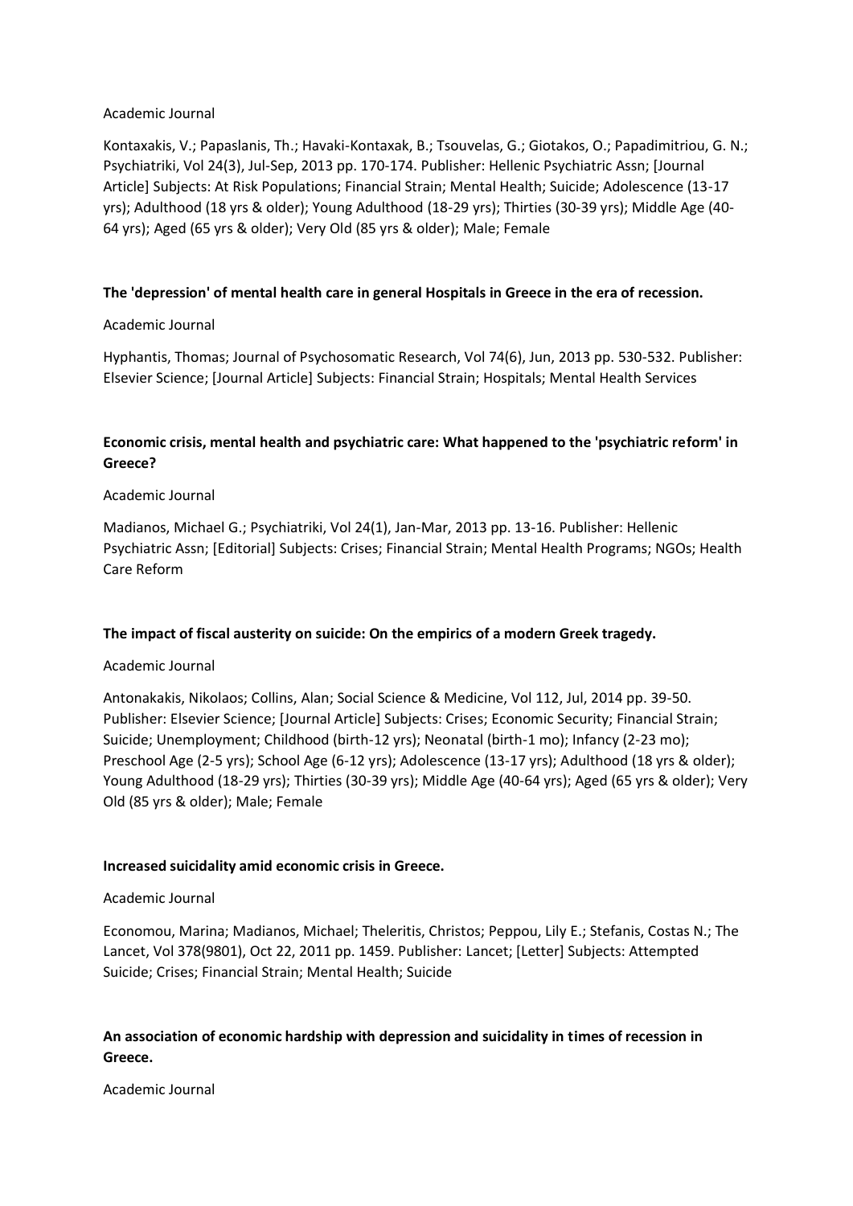Academic Journal

Kontaxakis, V.; Papaslanis, Th.; Havaki-Kontaxak, B.; Tsouvelas, G.; Giotakos, O.; Papadimitriou, G. N.; Psychiatriki, Vol 24(3), Jul-Sep, 2013 pp. 170-174. Publisher: Hellenic Psychiatric Assn; [Journal Article] Subjects: At Risk Populations; Financial Strain; Mental Health; Suicide; Adolescence (13-17 yrs); Adulthood (18 yrs & older); Young Adulthood (18-29 yrs); Thirties (30-39 yrs); Middle Age (40-64 yrs); Aged (65 yrs & older); Very Old (85 yrs & older); Male; Female

**The 'depression' of mental health care in general Hospitals in Greece in the era of recession.**

Academic Journal

Hyphantis, Thomas; Journal of Psychosomatic Research, Vol 74(6), Jun, 2013 pp. 530-532. Publisher: Elsevier Science; [Journal Article] Subjects: Financial Strain; Hospitals; Mental Health Services

**Economic crisis, mental health and psychiatric care: What happened to the 'psychiatric reform' in Greece?**

Academic Journal

Madianos, Michael G.; Psychiatriki, Vol 24(1), Jan-Mar, 2013 pp. 13-16. Publisher: Hellenic Psychiatric Assn; [Editorial] Subjects: Crises; Financial Strain; Mental Health Programs; NGOs; Health Care Reform

**The impact of fiscal austerity on suicide: On the empirics of a modern Greek tragedy.**

Academic Journal

Antonakakis, Nikolaos; Collins, Alan; Social Science & Medicine, Vol 112, Jul, 2014 pp. 39-50. Publisher: Elsevier Science; [Journal Article] Subjects: Crises; Economic Security; Financial Strain; Suicide; Unemployment; Childhood (birth-12 yrs); Neonatal (birth-1 mo); Infancy (2-23 mo); Preschool Age (2-5 yrs); School Age (6-12 yrs); Adolescence (13-17 yrs); Adulthood (18 yrs & older); Young Adulthood (18-29 yrs); Thirties (30-39 yrs); Middle Age (40-64 yrs); Aged (65 yrs & older); Very Old (85 yrs & older); Male; Female

**Increased suicidality amid economic crisis in Greece.**

Academic Journal

Economou, Marina; Madianos, Michael; Theleritis, Christos; Peppou, Lily E.; Stefanis, Costas N.; The Lancet, Vol 378(9801), Oct 22, 2011 pp. 1459. Publisher: Lancet; [Letter] Subjects: Attempted Suicide; Crises; Financial Strain; Mental Health; Suicide

**An association of economic hardship with depression and suicidality in times of recession in Greece.**

Academic Journal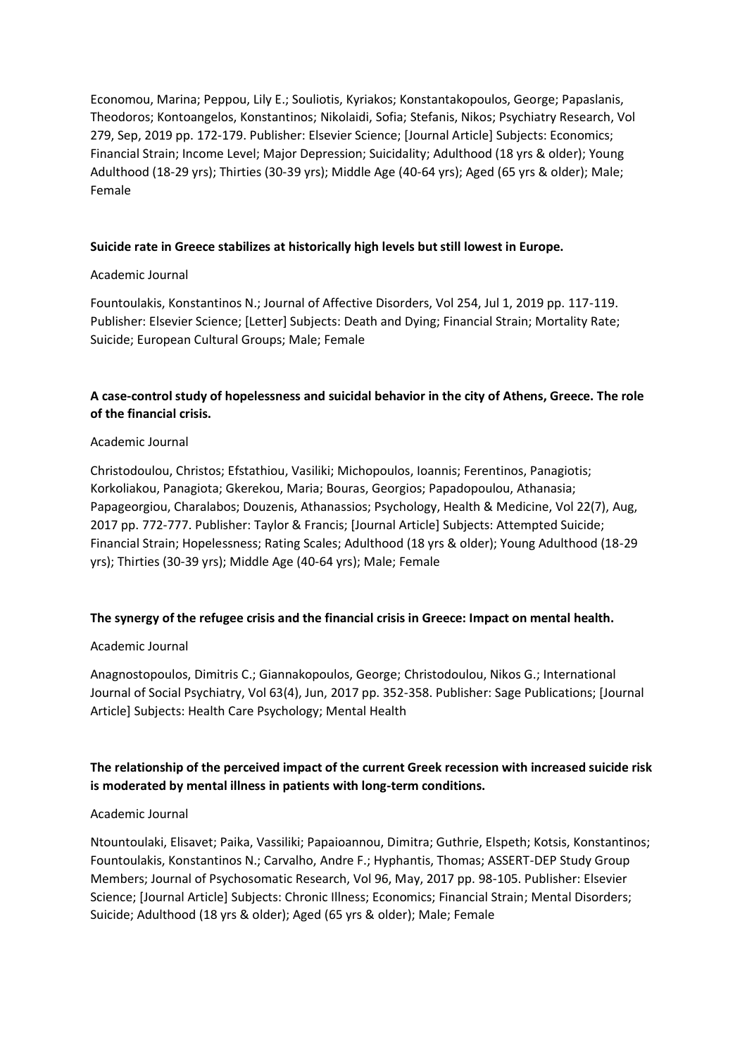Economou, Marina; Peppou, Lily E.; Souliotis, Kyriakos; Konstantakopoulos, George; Papaslanis, Theodoros; Kontoangelos, Konstantinos; Nikolaidi, Sofia; Stefanis, Nikos; Psychiatry Research, Vol 279, Sep, 2019 pp. 172-179. Publisher: Elsevier Science; [Journal Article] Subjects: Economics; Financial Strain; Income Level; Major Depression; Suicidality; Adulthood (18 yrs & older); Young Adulthood (18-29 yrs); Thirties (30-39 yrs); Middle Age (40-64 yrs); Aged (65 yrs & older); Male; Female

**Suicide rate in Greece stabilizes at historically high levels but still lowest in Europe.**

Academic Journal

Fountoulakis, Konstantinos N.; Journal of Affective Disorders, Vol 254, Jul 1, 2019 pp. 117-119. Publisher: Elsevier Science; [Letter] Subjects: Death and Dying; Financial Strain; Mortality Rate; Suicide; European Cultural Groups; Male; Female

**A case-control study of hopelessness and suicidal behavior in the city of Athens, Greece. The role of the financial crisis.**

Academic Journal

Christodoulou, Christos; Efstathiou, Vasiliki; Michopoulos, Ioannis; Ferentinos, Panagiotis; Korkoliakou, Panagiota; Gkerekou, Maria; Bouras, Georgios; Papadopoulou, Athanasia; Papageorgiou, Charalabos; Douzenis, Athanassios; Psychology, Health & Medicine, Vol 22(7), Aug, 2017 pp. 772-777. Publisher: Taylor & Francis; [Journal Article] Subjects: Attempted Suicide; Financial Strain; Hopelessness; Rating Scales; Adulthood (18 yrs & older); Young Adulthood (18-29 yrs); Thirties (30-39 yrs); Middle Age (40-64 yrs); Male; Female

**The synergy of the refugee crisis and the financial crisis in Greece: Impact on mental health.**

Academic Journal

Anagnostopoulos, Dimitris C.; Giannakopoulos, George; Christodoulou, Nikos G.; International Journal of Social Psychiatry, Vol 63(4), Jun, 2017 pp. 352-358. Publisher: Sage Publications; [Journal Article] Subjects: Health Care Psychology; Mental Health

**The relationship of the perceived impact of the current Greek recession with increased suicide risk is moderated by mental illness in patients with long-term conditions.**

Academic Journal

Ntountoulaki, Elisavet; Paika, Vassiliki; Papaioannou, Dimitra; Guthrie, Elspeth; Kotsis, Konstantinos; Fountoulakis, Konstantinos N.; Carvalho, Andre F.; Hyphantis, Thomas; ASSERT-DEP Study Group Members; Journal of Psychosomatic Research, Vol 96, May, 2017 pp. 98-105. Publisher: Elsevier Science; [Journal Article] Subjects: Chronic Illness; Economics; Financial Strain; Mental Disorders; Suicide; Adulthood (18 yrs & older); Aged (65 yrs & older); Male; Female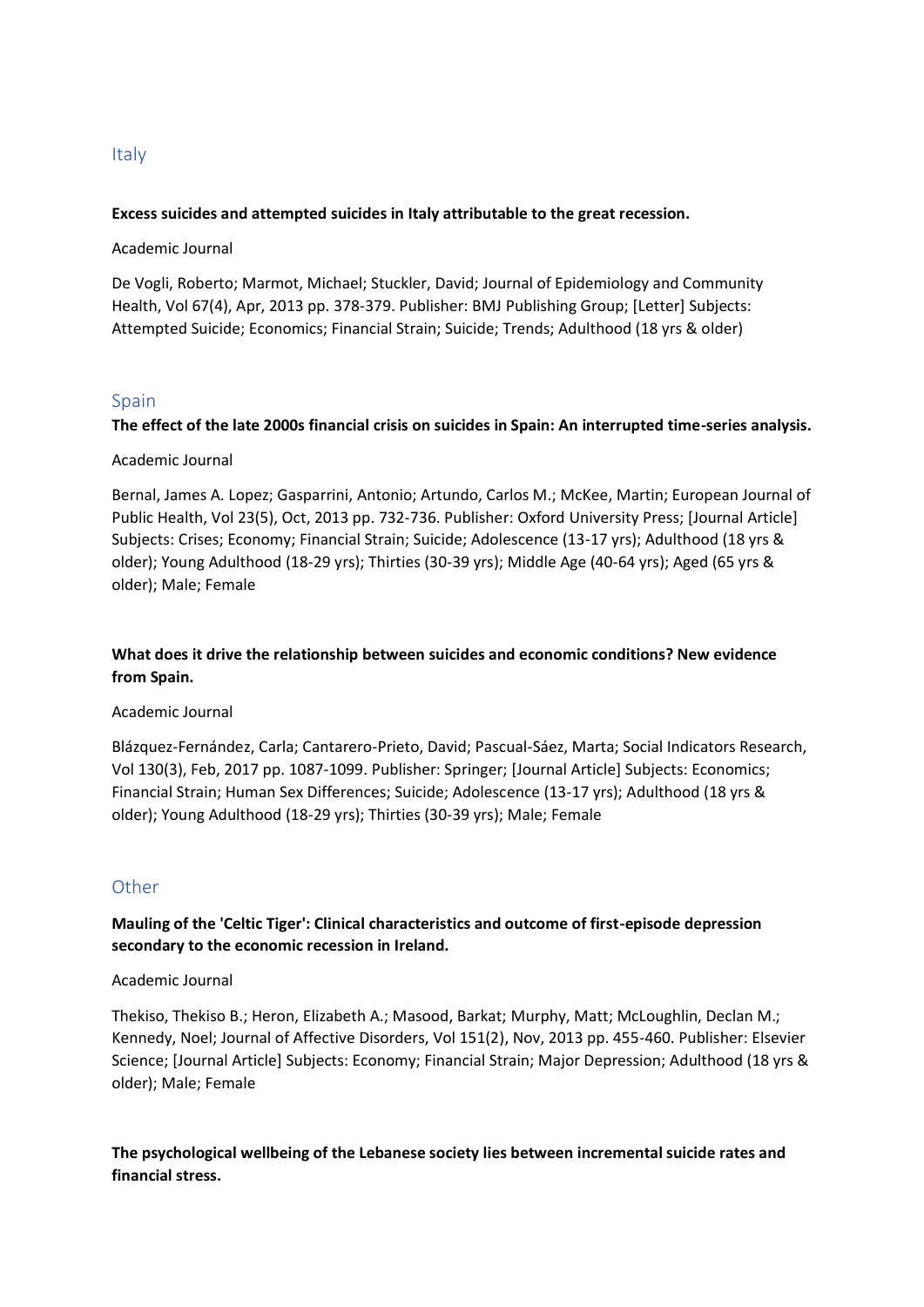## Italy

**Excess suicides and attempted suicides in Italy attributable to the great recession.**

Academic Journal

De Vogli, Roberto; Marmot, Michael; Stuckler, David; Journal of Epidemiology and Community Health, Vol 67(4), Apr, 2013 pp. 378-379. Publisher: BMJ Publishing Group; [Letter] Subjects: Attempted Suicide; Economics; Financial Strain; Suicide; Trends; Adulthood (18 yrs & older)

## Spain

**The effect of the late 2000s financial crisis on suicides in Spain: An interrupted time-series analysis.**

Academic Journal

Bernal, James A. Lopez; Gasparrini, Antonio; Artundo, Carlos M.; McKee, Martin; European Journal of Public Health, Vol 23(5), Oct, 2013 pp. 732-736. Publisher: Oxford University Press; [Journal Article] Subjects: Crises; Economy; Financial Strain; Suicide; Adolescence (13-17 yrs); Adulthood (18 yrs & older); Young Adulthood (18-29 yrs); Thirties (30-39 yrs); Middle Age (40-64 yrs); Aged (65 yrs & older); Male; Female

**What does it drive the relationship between suicides and economic conditions? New evidence from Spain.**

Academic Journal

Blázquez-Fernández, Carla; Cantarero-Prieto, David; Pascual-Sáez, Marta; Social Indicators Research, Vol 130(3), Feb, 2017 pp. 1087-1099. Publisher: Springer; [Journal Article] Subjects: Economics; Financial Strain; Human Sex Differences; Suicide; Adolescence (13-17 yrs); Adulthood (18 yrs & older); Young Adulthood (18-29 yrs); Thirties (30-39 yrs); Male; Female

## Other

**Mauling of the 'Celtic Tiger': Clinical characteristics and outcome of first-episode depression secondary to the economic recession in Ireland.**

Academic Journal

Thekiso, Thekiso B.; Heron, Elizabeth A.; Masood, Barkat; Murphy, Matt; McLoughlin, Declan M.; Kennedy, Noel; Journal of Affective Disorders, Vol 151(2), Nov, 2013 pp. 455-460. Publisher: Elsevier Science; [Journal Article] Subjects: Economy; Financial Strain; Major Depression; Adulthood (18 yrs & older); Male; Female

**The psychological wellbeing of the Lebanese society lies between incremental suicide rates and financial stress.**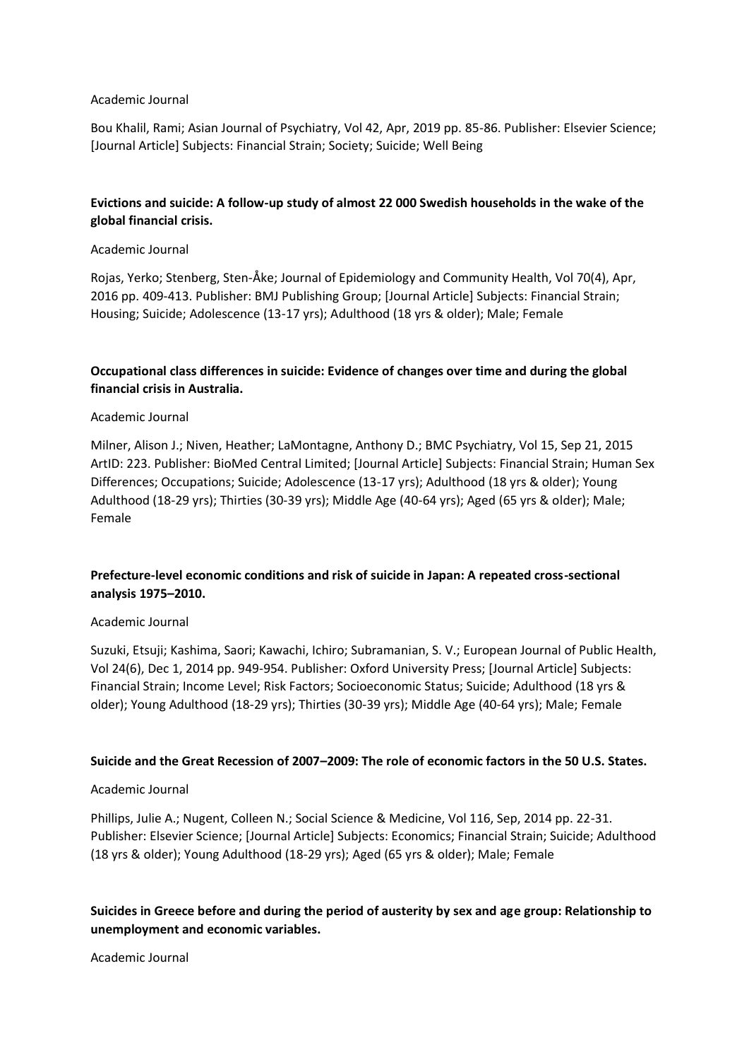Academic Journal

Bou Khalil, Rami; Asian Journal of Psychiatry, Vol 42, Apr, 2019 pp. 85-86. Publisher: Elsevier Science; [Journal Article] Subjects: Financial Strain; Society; Suicide; Well Being

**Evictions and suicide: A follow-up study of almost 22 000 Swedish households in the wake of the global financial crisis.**

Academic Journal

Rojas, Yerko; Stenberg, Sten-Åke; Journal of Epidemiology and Community Health, Vol 70(4), Apr, 2016 pp. 409-413. Publisher: BMJ Publishing Group; [Journal Article] Subjects: Financial Strain; Housing; Suicide; Adolescence (13-17 yrs); Adulthood (18 yrs & older); Male; Female

**Occupational class differences in suicide: Evidence of changes over time and during the global financial crisis in Australia.**

Academic Journal

Milner, Alison J.; Niven, Heather; LaMontagne, Anthony D.; BMC Psychiatry, Vol 15, Sep 21, 2015 ArtID: 223. Publisher: BioMed Central Limited; [Journal Article] Subjects: Financial Strain; Human Sex Differences; Occupations; Suicide; Adolescence (13-17 yrs); Adulthood (18 yrs & older); Young Adulthood (18-29 yrs); Thirties (30-39 yrs); Middle Age (40-64 yrs); Aged (65 yrs & older); Male; Female

**Prefecture-level economic conditions and risk of suicide in Japan: A repeated cross-sectional analysis 1975–2010.**

Academic Journal

Suzuki, Etsuji; Kashima, Saori; Kawachi, Ichiro; Subramanian, S. V.; European Journal of Public Health, Vol 24(6), Dec 1, 2014 pp. 949-954. Publisher: Oxford University Press; [Journal Article] Subjects: Financial Strain; Income Level; Risk Factors; Socioeconomic Status; Suicide; Adulthood (18 yrs & older); Young Adulthood (18-29 yrs); Thirties (30-39 yrs); Middle Age (40-64 yrs); Male; Female

**Suicide and the Great Recession of 2007–2009: The role of economic factors in the 50 U.S. States.**

Academic Journal

Phillips, Julie A.; Nugent, Colleen N.; Social Science & Medicine, Vol 116, Sep, 2014 pp. 22-31. Publisher: Elsevier Science; [Journal Article] Subjects: Economics; Financial Strain; Suicide; Adulthood (18 yrs & older); Young Adulthood (18-29 yrs); Aged (65 yrs & older); Male; Female

**Suicides in Greece before and during the period of austerity by sex and age group: Relationship to unemployment and economic variables.**

Academic Journal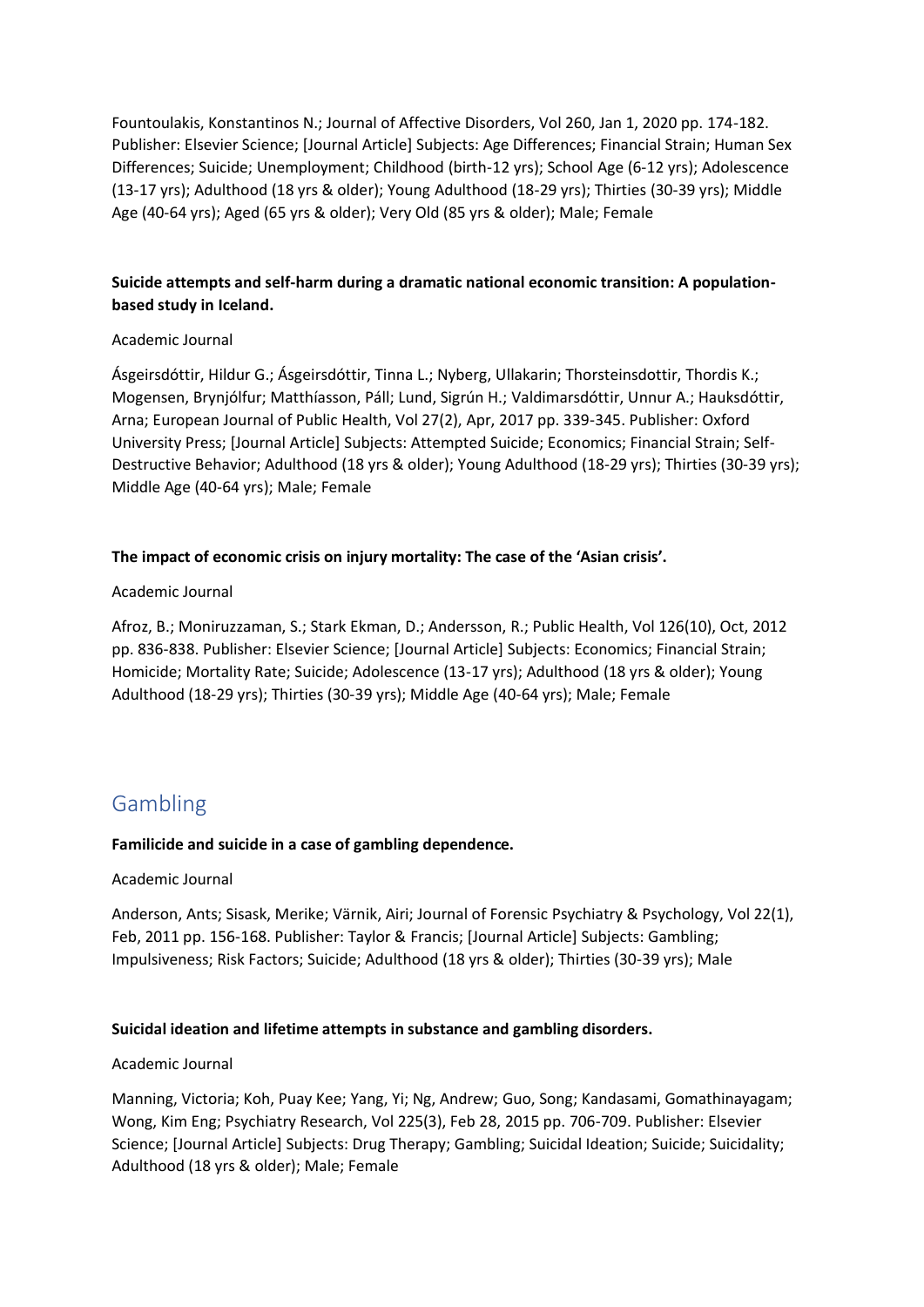Fountoulakis, Konstantinos N.; Journal of Affective Disorders, Vol 260, Jan 1, 2020 pp. 174-182. Publisher: Elsevier Science; [Journal Article] Subjects: Age Differences; Financial Strain; Human Sex Differences; Suicide; Unemployment; Childhood (birth-12 yrs); School Age (6-12 yrs); Adolescence (13-17 yrs); Adulthood (18 yrs & older); Young Adulthood (18-29 yrs); Thirties (30-39 yrs); Middle Age (40-64 yrs); Aged (65 yrs & older); Very Old (85 yrs & older); Male; Female

**Suicide attempts and self-harm during a dramatic national economic transition: A population-based study in Iceland.**

Academic Journal

Ásgeirsdóttir, Hildur G.; Ásgeirsdóttir, Tinna L.; Nyberg, Ullakarin; Thorsteinsdottir, Thordis K.; Mogensen, Brynjólfur; Matthíasson, Páll; Lund, Sigrún H.; Valdimarsdóttir, Unnur A.; Hauksdóttir, Arna; European Journal of Public Health, Vol 27(2), Apr, 2017 pp. 339-345. Publisher: Oxford University Press; [Journal Article] Subjects: Attempted Suicide; Economics; Financial Strain; Self-Destructive Behavior; Adulthood (18 yrs & older); Young Adulthood (18-29 yrs); Thirties (30-39 yrs); Middle Age (40-64 yrs); Male; Female

**The impact of economic crisis on injury mortality: The case of the 'Asian crisis'.**

Academic Journal

Afroz, B.; Moniruzzaman, S.; Stark Ekman, D.; Andersson, R.; Public Health, Vol 126(10), Oct, 2012 pp. 836-838. Publisher: Elsevier Science; [Journal Article] Subjects: Economics; Financial Strain; Homicide; Mortality Rate; Suicide; Adolescence (13-17 yrs); Adulthood (18 yrs & older); Young Adulthood (18-29 yrs); Thirties (30-39 yrs); Middle Age (40-64 yrs); Male; Female

## Gambling

**Familicide and suicide in a case of gambling dependence.**

Academic Journal

Anderson, Ants; Sisask, Merike; Värnik, Airi; Journal of Forensic Psychiatry & Psychology, Vol 22(1), Feb, 2011 pp. 156-168. Publisher: Taylor & Francis; [Journal Article] Subjects: Gambling; Impulsiveness; Risk Factors; Suicide; Adulthood (18 yrs & older); Thirties (30-39 yrs); Male

**Suicidal ideation and lifetime attempts in substance and gambling disorders.**

Academic Journal

Manning, Victoria; Koh, Puay Kee; Yang, Yi; Ng, Andrew; Guo, Song; Kandasami, Gomathinayagam; Wong, Kim Eng; Psychiatry Research, Vol 225(3), Feb 28, 2015 pp. 706-709. Publisher: Elsevier Science; [Journal Article] Subjects: Drug Therapy; Gambling; Suicidal Ideation; Suicide; Suicidality; Adulthood (18 yrs & older); Male; Female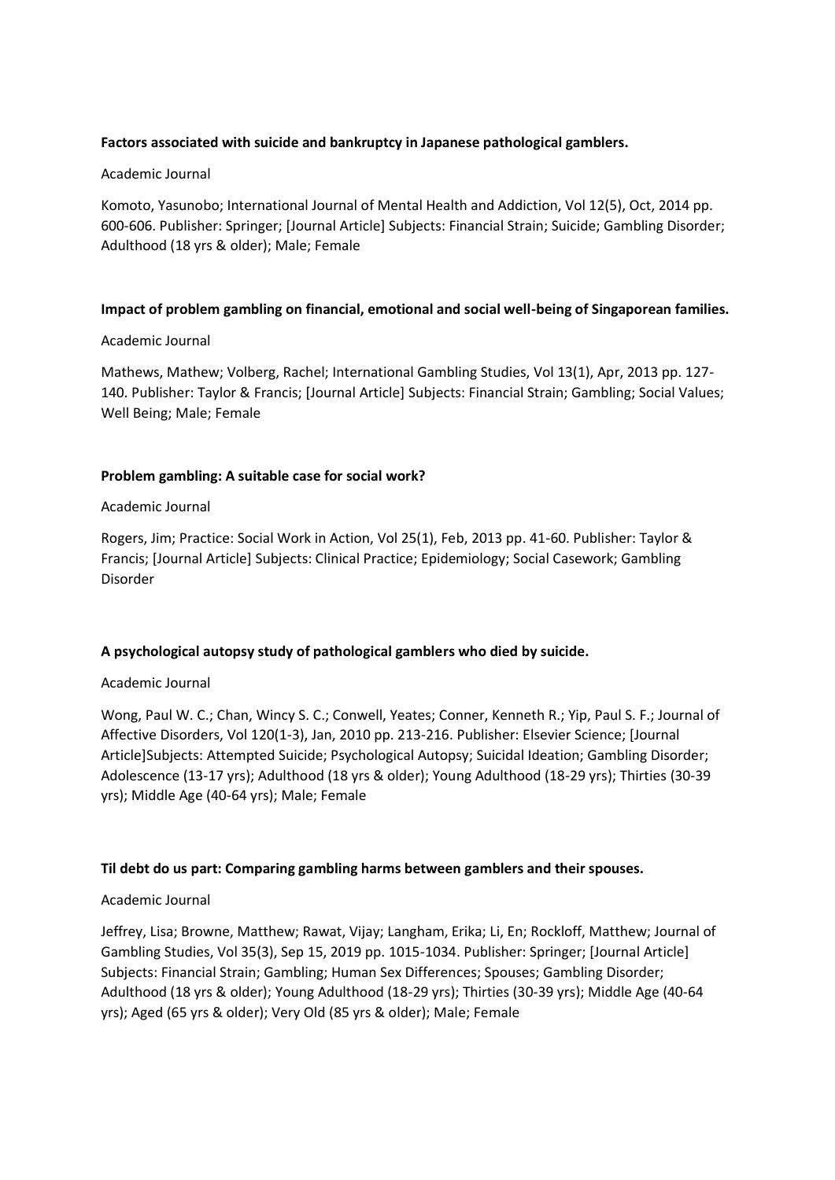**Factors associated with suicide and bankruptcy in Japanese pathological gamblers.**

Academic Journal

Komoto, Yasunobo; International Journal of Mental Health and Addiction, Vol 12(5), Oct, 2014 pp. 600-606. Publisher: Springer; [Journal Article] Subjects: Financial Strain; Suicide; Gambling Disorder; Adulthood (18 yrs & older); Male; Female

**Impact of problem gambling on financial, emotional and social well-being of Singaporean families.**

Academic Journal

Mathews, Mathew; Volberg, Rachel; International Gambling Studies, Vol 13(1), Apr, 2013 pp. 127-140. Publisher: Taylor & Francis; [Journal Article] Subjects: Financial Strain; Gambling; Social Values; Well Being; Male; Female

**Problem gambling: A suitable case for social work?**

Academic Journal

Rogers, Jim; Practice: Social Work in Action, Vol 25(1), Feb, 2013 pp. 41-60. Publisher: Taylor & Francis; [Journal Article] Subjects: Clinical Practice; Epidemiology; Social Casework; Gambling Disorder

**A psychological autopsy study of pathological gamblers who died by suicide.**

Academic Journal

Wong, Paul W. C.; Chan, Wincy S. C.; Conwell, Yeates; Conner, Kenneth R.; Yip, Paul S. F.; Journal of Affective Disorders, Vol 120(1-3), Jan, 2010 pp. 213-216. Publisher: Elsevier Science; [Journal Article]Subjects: Attempted Suicide; Psychological Autopsy; Suicidal Ideation; Gambling Disorder; Adolescence (13-17 yrs); Adulthood (18 yrs & older); Young Adulthood (18-29 yrs); Thirties (30-39 yrs); Middle Age (40-64 yrs); Male; Female

**Til debt do us part: Comparing gambling harms between gamblers and their spouses.**

Academic Journal

Jeffrey, Lisa; Browne, Matthew; Rawat, Vijay; Langham, Erika; Li, En; Rockloff, Matthew; Journal of Gambling Studies, Vol 35(3), Sep 15, 2019 pp. 1015-1034. Publisher: Springer; [Journal Article] Subjects: Financial Strain; Gambling; Human Sex Differences; Spouses; Gambling Disorder; Adulthood (18 yrs & older); Young Adulthood (18-29 yrs); Thirties (30-39 yrs); Middle Age (40-64 yrs); Aged (65 yrs & older); Very Old (85 yrs & older); Male; Female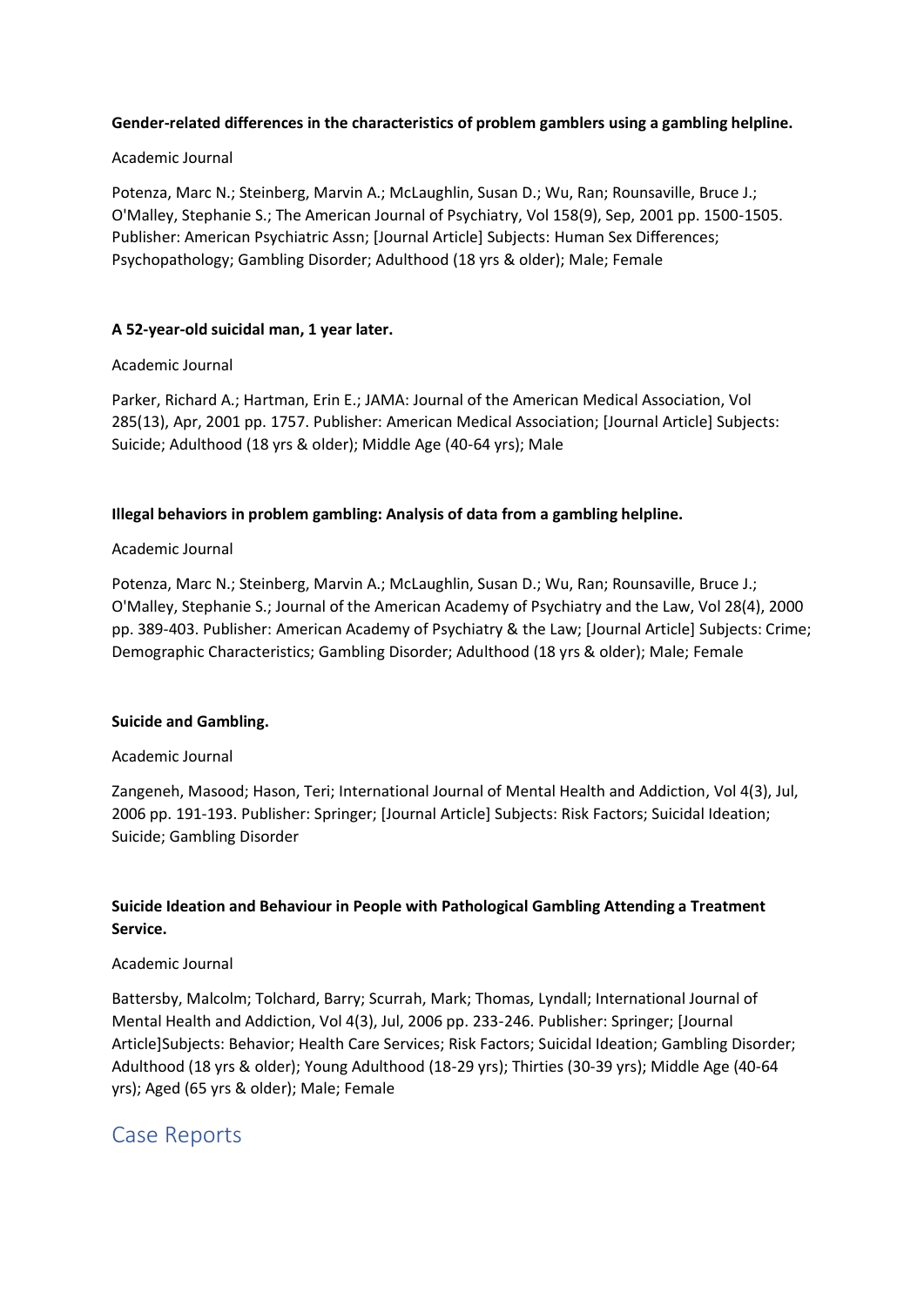**Gender-related differences in the characteristics of problem gamblers using a gambling helpline.**

Academic Journal

Potenza, Marc N.; Steinberg, Marvin A.; McLaughlin, Susan D.; Wu, Ran; Rounsaville, Bruce J.; O'Malley, Stephanie S.; The American Journal of Psychiatry, Vol 158(9), Sep, 2001 pp. 1500-1505. Publisher: American Psychiatric Assn; [Journal Article] Subjects: Human Sex Differences; Psychopathology; Gambling Disorder; Adulthood (18 yrs & older); Male; Female

**A 52-year-old suicidal man, 1 year later.**

Academic Journal

Parker, Richard A.; Hartman, Erin E.; JAMA: Journal of the American Medical Association, Vol 285(13), Apr, 2001 pp. 1757. Publisher: American Medical Association; [Journal Article] Subjects: Suicide; Adulthood (18 yrs & older); Middle Age (40-64 yrs); Male

**Illegal behaviors in problem gambling: Analysis of data from a gambling helpline.**

Academic Journal

Potenza, Marc N.; Steinberg, Marvin A.; McLaughlin, Susan D.; Wu, Ran; Rounsaville, Bruce J.; O'Malley, Stephanie S.; Journal of the American Academy of Psychiatry and the Law, Vol 28(4), 2000 pp. 389-403. Publisher: American Academy of Psychiatry & the Law; [Journal Article] Subjects: Crime; Demographic Characteristics; Gambling Disorder; Adulthood (18 yrs & older); Male; Female

**Suicide and Gambling.**

Academic Journal

Zangeneh, Masood; Hason, Teri; International Journal of Mental Health and Addiction, Vol 4(3), Jul, 2006 pp. 191-193. Publisher: Springer; [Journal Article] Subjects: Risk Factors; Suicidal Ideation; Suicide; Gambling Disorder

**Suicide Ideation and Behaviour in People with Pathological Gambling Attending a Treatment Service.**

Academic Journal

Battersby, Malcolm; Tolchard, Barry; Scurrah, Mark; Thomas, Lyndall; International Journal of Mental Health and Addiction, Vol 4(3), Jul, 2006 pp. 233-246. Publisher: Springer; [Journal Article]Subjects: Behavior; Health Care Services; Risk Factors; Suicidal Ideation; Gambling Disorder; Adulthood (18 yrs & older); Young Adulthood (18-29 yrs); Thirties (30-39 yrs); Middle Age (40-64 yrs); Aged (65 yrs & older); Male; Female

## Case Reports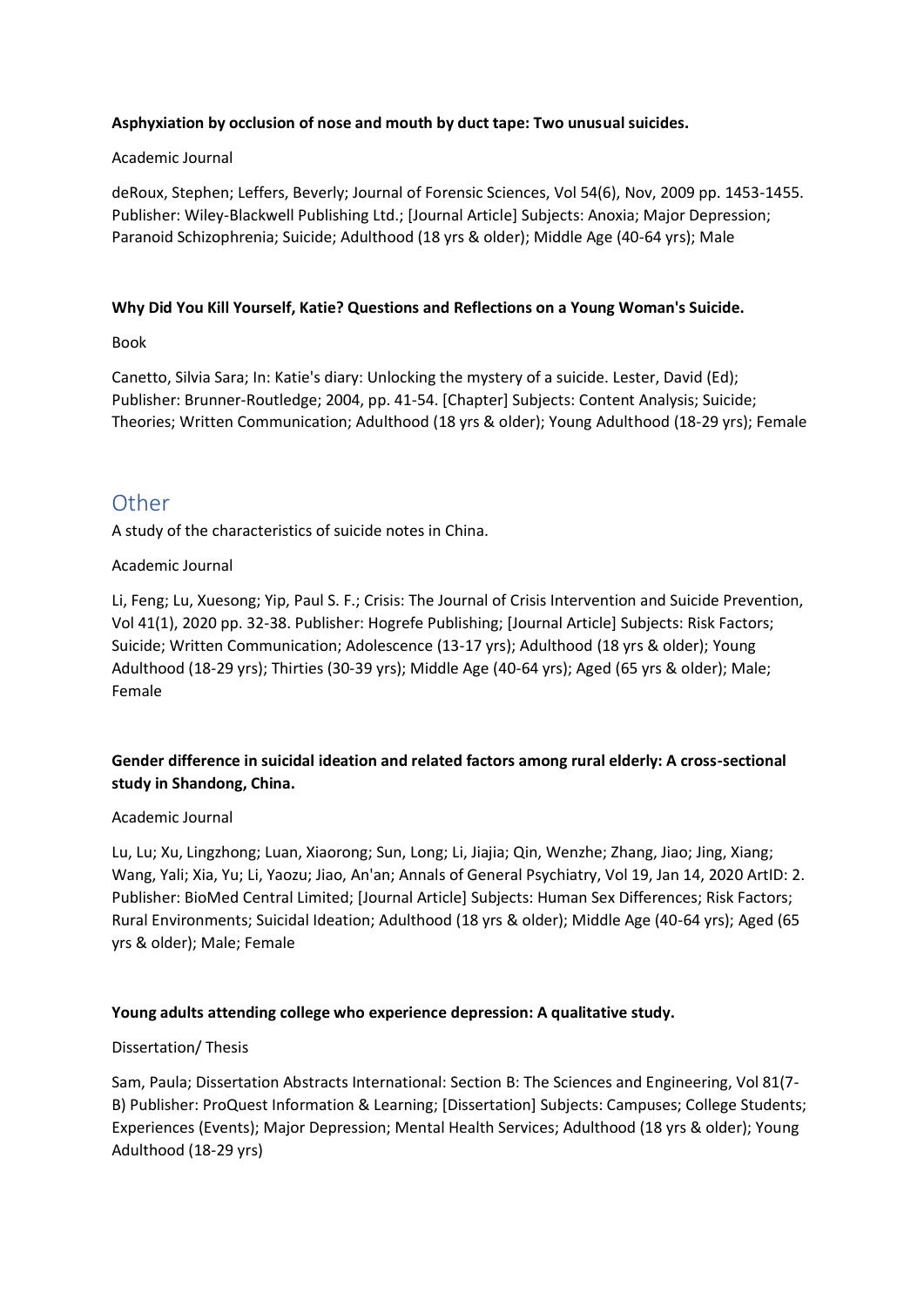**Asphyxiation by occlusion of nose and mouth by duct tape: Two unusual suicides.**

Academic Journal

deRoux, Stephen; Leffers, Beverly; Journal of Forensic Sciences, Vol 54(6), Nov, 2009 pp. 1453-1455. Publisher: Wiley-Blackwell Publishing Ltd.; [Journal Article] Subjects: Anoxia; Major Depression; Paranoid Schizophrenia; Suicide; Adulthood (18 yrs & older); Middle Age (40-64 yrs); Male

**Why Did You Kill Yourself, Katie? Questions and Reflections on a Young Woman's Suicide.**

Book

Canetto, Silvia Sara; In: Katie's diary: Unlocking the mystery of a suicide. Lester, David (Ed); Publisher: Brunner-Routledge; 2004, pp. 41-54. [Chapter] Subjects: Content Analysis; Suicide; Theories; Written Communication; Adulthood (18 yrs & older); Young Adulthood (18-29 yrs); Female

## Other

A study of the characteristics of suicide notes in China.

Academic Journal

Li, Feng; Lu, Xuesong; Yip, Paul S. F.; Crisis: The Journal of Crisis Intervention and Suicide Prevention, Vol 41(1), 2020 pp. 32-38. Publisher: Hogrefe Publishing; [Journal Article] Subjects: Risk Factors; Suicide; Written Communication; Adolescence (13-17 yrs); Adulthood (18 yrs & older); Young Adulthood (18-29 yrs); Thirties (30-39 yrs); Middle Age (40-64 yrs); Aged (65 yrs & older); Male; Female

**Gender difference in suicidal ideation and related factors among rural elderly: A cross-sectional study in Shandong, China.**

Academic Journal

Lu, Lu; Xu, Lingzhong; Luan, Xiaorong; Sun, Long; Li, Jiajia; Qin, Wenzhe; Zhang, Jiao; Jing, Xiang; Wang, Yali; Xia, Yu; Li, Yaozu; Jiao, An'an; Annals of General Psychiatry, Vol 19, Jan 14, 2020 ArtID: 2. Publisher: BioMed Central Limited; [Journal Article] Subjects: Human Sex Differences; Risk Factors; Rural Environments; Suicidal Ideation; Adulthood (18 yrs & older); Middle Age (40-64 yrs); Aged (65 yrs & older); Male; Female

**Young adults attending college who experience depression: A qualitative study.**

Dissertation/ Thesis

Sam, Paula; Dissertation Abstracts International: Section B: The Sciences and Engineering, Vol 81(7-B) Publisher: ProQuest Information & Learning; [Dissertation] Subjects: Campuses; College Students; Experiences (Events); Major Depression; Mental Health Services; Adulthood (18 yrs & older); Young Adulthood (18-29 yrs)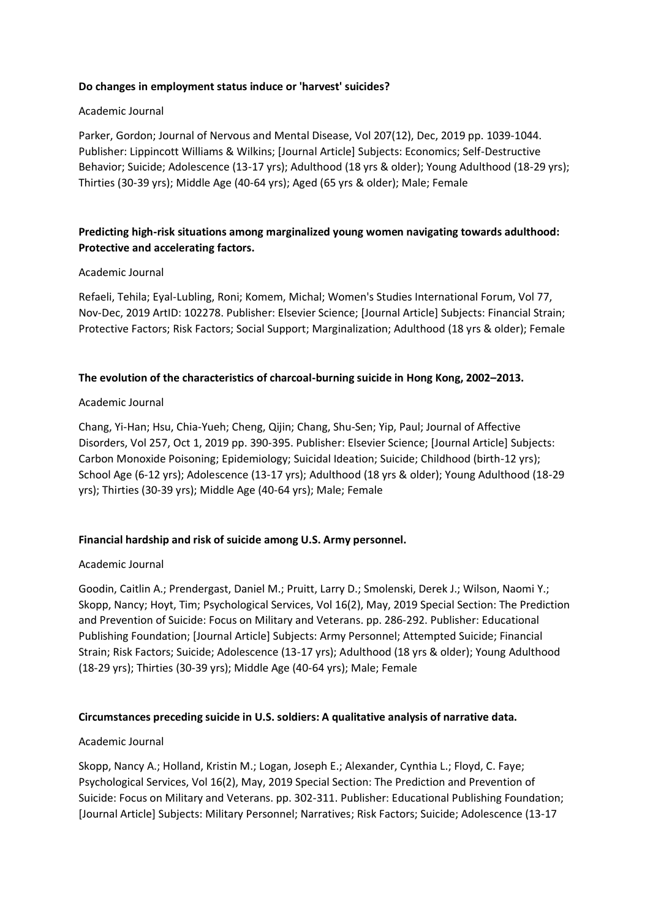**Do changes in employment status induce or 'harvest' suicides?**

Academic Journal

Parker, Gordon; Journal of Nervous and Mental Disease, Vol 207(12), Dec, 2019 pp. 1039-1044. Publisher: Lippincott Williams & Wilkins; [Journal Article] Subjects: Economics; Self-Destructive Behavior; Suicide; Adolescence (13-17 yrs); Adulthood (18 yrs & older); Young Adulthood (18-29 yrs); Thirties (30-39 yrs); Middle Age (40-64 yrs); Aged (65 yrs & older); Male; Female

**Predicting high-risk situations among marginalized young women navigating towards adulthood: Protective and accelerating factors.**

Academic Journal

Refaeli, Tehila; Eyal-Lubling, Roni; Komem, Michal; Women's Studies International Forum, Vol 77, Nov-Dec, 2019 ArtID: 102278. Publisher: Elsevier Science; [Journal Article] Subjects: Financial Strain; Protective Factors; Risk Factors; Social Support; Marginalization; Adulthood (18 yrs & older); Female

**The evolution of the characteristics of charcoal-burning suicide in Hong Kong, 2002–2013.**

Academic Journal

Chang, Yi-Han; Hsu, Chia-Yueh; Cheng, Qijin; Chang, Shu-Sen; Yip, Paul; Journal of Affective Disorders, Vol 257, Oct 1, 2019 pp. 390-395. Publisher: Elsevier Science; [Journal Article] Subjects: Carbon Monoxide Poisoning; Epidemiology; Suicidal Ideation; Suicide; Childhood (birth-12 yrs); School Age (6-12 yrs); Adolescence (13-17 yrs); Adulthood (18 yrs & older); Young Adulthood (18-29 yrs); Thirties (30-39 yrs); Middle Age (40-64 yrs); Male; Female

**Financial hardship and risk of suicide among U.S. Army personnel.**

Academic Journal

Goodin, Caitlin A.; Prendergast, Daniel M.; Pruitt, Larry D.; Smolenski, Derek J.; Wilson, Naomi Y.; Skopp, Nancy; Hoyt, Tim; Psychological Services, Vol 16(2), May, 2019 Special Section: The Prediction and Prevention of Suicide: Focus on Military and Veterans. pp. 286-292. Publisher: Educational Publishing Foundation; [Journal Article] Subjects: Army Personnel; Attempted Suicide; Financial Strain; Risk Factors; Suicide; Adolescence (13-17 yrs); Adulthood (18 yrs & older); Young Adulthood (18-29 yrs); Thirties (30-39 yrs); Middle Age (40-64 yrs); Male; Female

**Circumstances preceding suicide in U.S. soldiers: A qualitative analysis of narrative data.**

Academic Journal

Skopp, Nancy A.; Holland, Kristin M.; Logan, Joseph E.; Alexander, Cynthia L.; Floyd, C. Faye; Psychological Services, Vol 16(2), May, 2019 Special Section: The Prediction and Prevention of Suicide: Focus on Military and Veterans. pp. 302-311. Publisher: Educational Publishing Foundation; [Journal Article] Subjects: Military Personnel; Narratives; Risk Factors; Suicide; Adolescence (13-17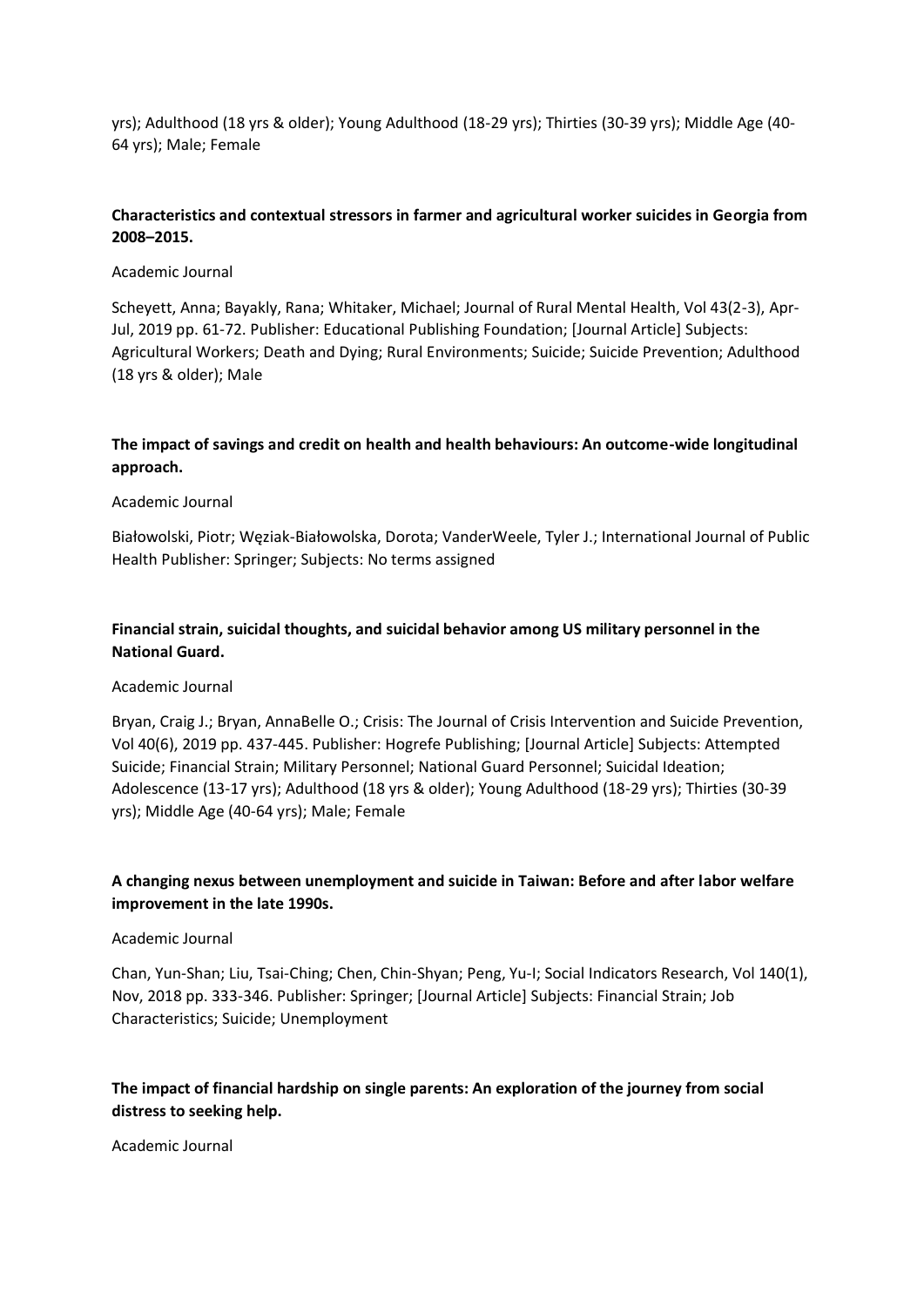yrs); Adulthood (18 yrs & older); Young Adulthood (18-29 yrs); Thirties (30-39 yrs); Middle Age (40-64 yrs); Male; Female

**Characteristics and contextual stressors in farmer and agricultural worker suicides in Georgia from 2008–2015.**

Academic Journal

Scheyett, Anna; Bayakly, Rana; Whitaker, Michael; Journal of Rural Mental Health, Vol 43(2-3), Apr-Jul, 2019 pp. 61-72. Publisher: Educational Publishing Foundation; [Journal Article] Subjects: Agricultural Workers; Death and Dying; Rural Environments; Suicide; Suicide Prevention; Adulthood (18 yrs & older); Male

**The impact of savings and credit on health and health behaviours: An outcome-wide longitudinal approach.**

Academic Journal

Białowolski, Piotr; Węziak-Białowolska, Dorota; VanderWeele, Tyler J.; International Journal of Public Health Publisher: Springer; Subjects: No terms assigned

**Financial strain, suicidal thoughts, and suicidal behavior among US military personnel in the National Guard.**

Academic Journal

Bryan, Craig J.; Bryan, AnnaBelle O.; Crisis: The Journal of Crisis Intervention and Suicide Prevention, Vol 40(6), 2019 pp. 437-445. Publisher: Hogrefe Publishing; [Journal Article] Subjects: Attempted Suicide; Financial Strain; Military Personnel; National Guard Personnel; Suicidal Ideation; Adolescence (13-17 yrs); Adulthood (18 yrs & older); Young Adulthood (18-29 yrs); Thirties (30-39 yrs); Middle Age (40-64 yrs); Male; Female

**A changing nexus between unemployment and suicide in Taiwan: Before and after labor welfare improvement in the late 1990s.**

Academic Journal

Chan, Yun-Shan; Liu, Tsai-Ching; Chen, Chin-Shyan; Peng, Yu-I; Social Indicators Research, Vol 140(1), Nov, 2018 pp. 333-346. Publisher: Springer; [Journal Article] Subjects: Financial Strain; Job Characteristics; Suicide; Unemployment

**The impact of financial hardship on single parents: An exploration of the journey from social distress to seeking help.**

Academic Journal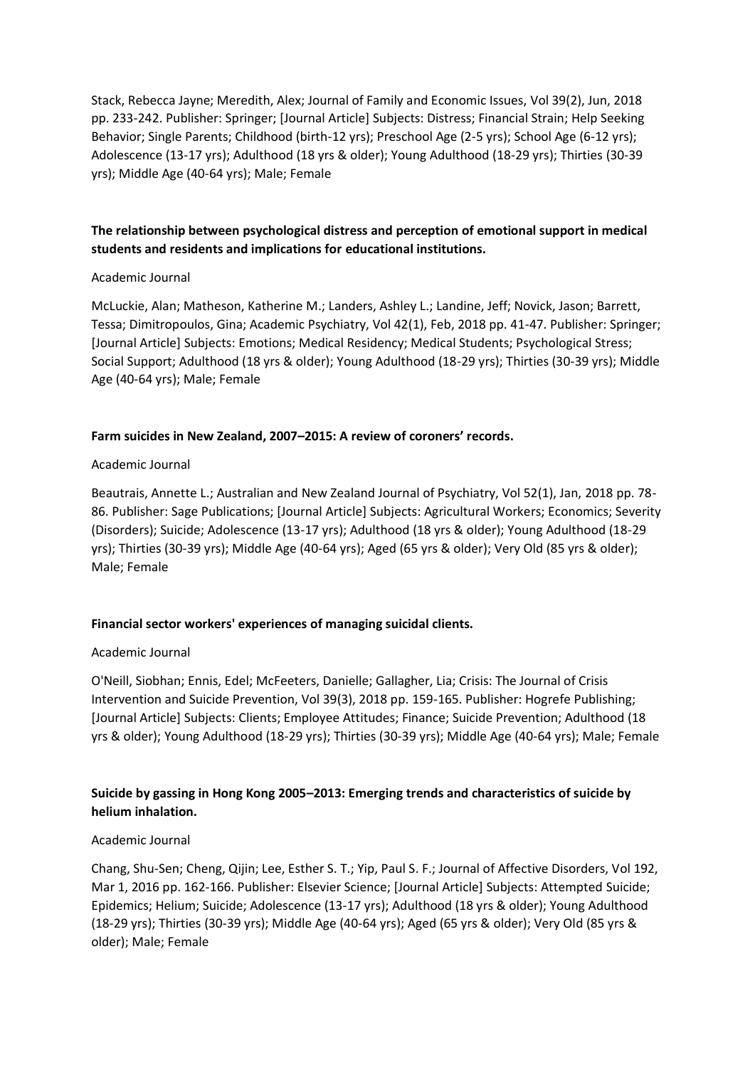Stack, Rebecca Jayne; Meredith, Alex; Journal of Family and Economic Issues, Vol 39(2), Jun, 2018 pp. 233-242. Publisher: Springer; [Journal Article] Subjects: Distress; Financial Strain; Help Seeking Behavior; Single Parents; Childhood (birth-12 yrs); Preschool Age (2-5 yrs); School Age (6-12 yrs); Adolescence (13-17 yrs); Adulthood (18 yrs & older); Young Adulthood (18-29 yrs); Thirties (30-39 yrs); Middle Age (40-64 yrs); Male; Female

**The relationship between psychological distress and perception of emotional support in medical students and residents and implications for educational institutions.**

Academic Journal

McLuckie, Alan; Matheson, Katherine M.; Landers, Ashley L.; Landine, Jeff; Novick, Jason; Barrett, Tessa; Dimitropoulos, Gina; Academic Psychiatry, Vol 42(1), Feb, 2018 pp. 41-47. Publisher: Springer; [Journal Article] Subjects: Emotions; Medical Residency; Medical Students; Psychological Stress; Social Support; Adulthood (18 yrs & older); Young Adulthood (18-29 yrs); Thirties (30-39 yrs); Middle Age (40-64 yrs); Male; Female

**Farm suicides in New Zealand, 2007–2015: A review of coroners' records.**

Academic Journal

Beautrais, Annette L.; Australian and New Zealand Journal of Psychiatry, Vol 52(1), Jan, 2018 pp. 78-86. Publisher: Sage Publications; [Journal Article] Subjects: Agricultural Workers; Economics; Severity (Disorders); Suicide; Adolescence (13-17 yrs); Adulthood (18 yrs & older); Young Adulthood (18-29 yrs); Thirties (30-39 yrs); Middle Age (40-64 yrs); Aged (65 yrs & older); Very Old (85 yrs & older); Male; Female

**Financial sector workers' experiences of managing suicidal clients.**

Academic Journal

O'Neill, Siobhan; Ennis, Edel; McFeeters, Danielle; Gallagher, Lia; Crisis: The Journal of Crisis Intervention and Suicide Prevention, Vol 39(3), 2018 pp. 159-165. Publisher: Hogrefe Publishing; [Journal Article] Subjects: Clients; Employee Attitudes; Finance; Suicide Prevention; Adulthood (18 yrs & older); Young Adulthood (18-29 yrs); Thirties (30-39 yrs); Middle Age (40-64 yrs); Male; Female

**Suicide by gassing in Hong Kong 2005–2013: Emerging trends and characteristics of suicide by helium inhalation.**

Academic Journal

Chang, Shu-Sen; Cheng, Qijin; Lee, Esther S. T.; Yip, Paul S. F.; Journal of Affective Disorders, Vol 192, Mar 1, 2016 pp. 162-166. Publisher: Elsevier Science; [Journal Article] Subjects: Attempted Suicide; Epidemics; Helium; Suicide; Adolescence (13-17 yrs); Adulthood (18 yrs & older); Young Adulthood (18-29 yrs); Thirties (30-39 yrs); Middle Age (40-64 yrs); Aged (65 yrs & older); Very Old (85 yrs & older); Male; Female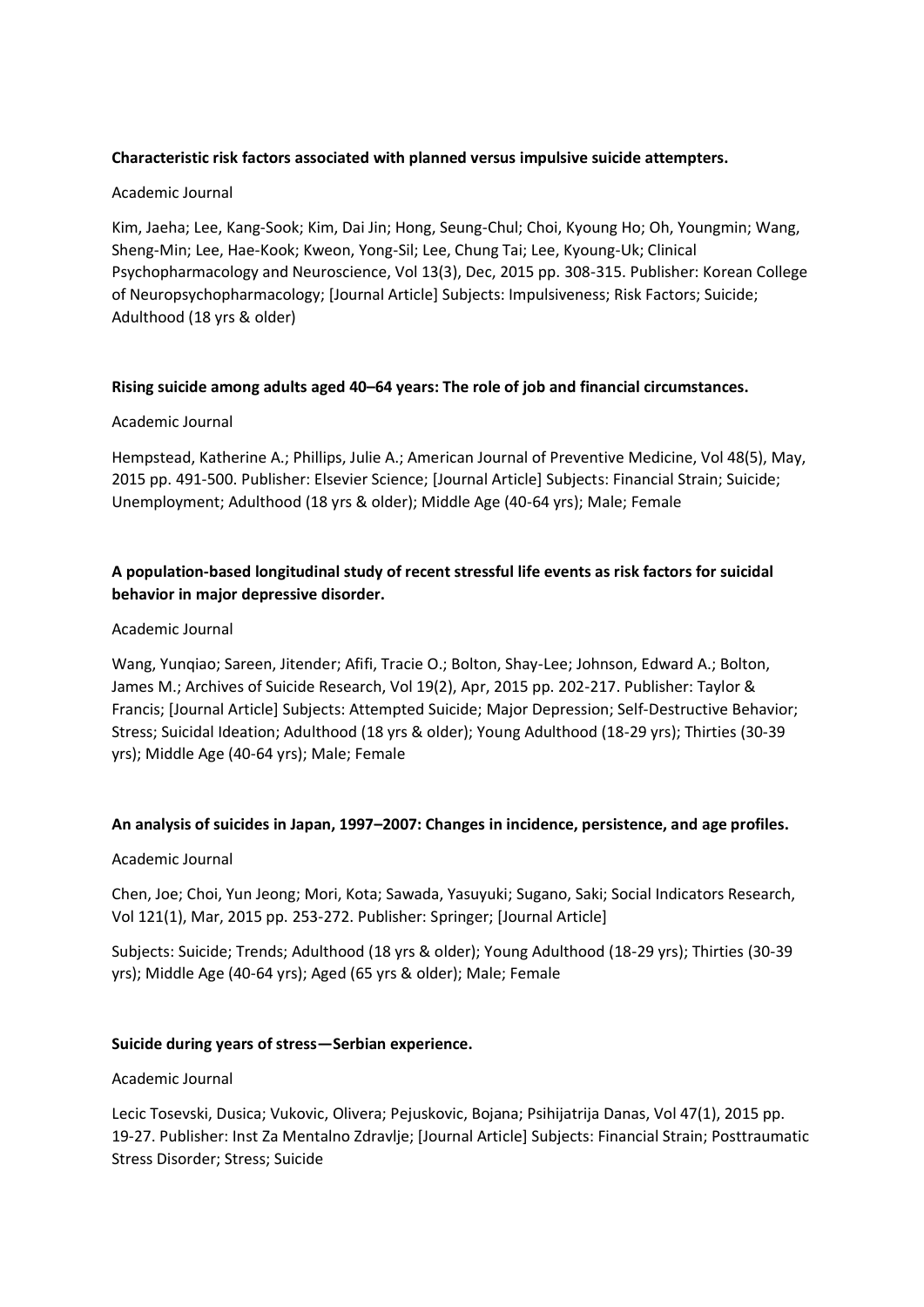**Characteristic risk factors associated with planned versus impulsive suicide attempters.**

Academic Journal

Kim, Jaeha; Lee, Kang-Sook; Kim, Dai Jin; Hong, Seung-Chul; Choi, Kyoung Ho; Oh, Youngmin; Wang, Sheng-Min; Lee, Hae-Kook; Kweon, Yong-Sil; Lee, Chung Tai; Lee, Kyoung-Uk; Clinical Psychopharmacology and Neuroscience, Vol 13(3), Dec, 2015 pp. 308-315. Publisher: Korean College of Neuropsychopharmacology; [Journal Article] Subjects: Impulsiveness; Risk Factors; Suicide; Adulthood (18 yrs & older)

**Rising suicide among adults aged 40–64 years: The role of job and financial circumstances.**

Academic Journal

Hempstead, Katherine A.; Phillips, Julie A.; American Journal of Preventive Medicine, Vol 48(5), May, 2015 pp. 491-500. Publisher: Elsevier Science; [Journal Article] Subjects: Financial Strain; Suicide; Unemployment; Adulthood (18 yrs & older); Middle Age (40-64 yrs); Male; Female

**A population-based longitudinal study of recent stressful life events as risk factors for suicidal behavior in major depressive disorder.**

Academic Journal

Wang, Yunqiao; Sareen, Jitender; Afifi, Tracie O.; Bolton, Shay-Lee; Johnson, Edward A.; Bolton, James M.; Archives of Suicide Research, Vol 19(2), Apr, 2015 pp. 202-217. Publisher: Taylor & Francis; [Journal Article] Subjects: Attempted Suicide; Major Depression; Self-Destructive Behavior; Stress; Suicidal Ideation; Adulthood (18 yrs & older); Young Adulthood (18-29 yrs); Thirties (30-39 yrs); Middle Age (40-64 yrs); Male; Female

**An analysis of suicides in Japan, 1997–2007: Changes in incidence, persistence, and age profiles.**

Academic Journal

Chen, Joe; Choi, Yun Jeong; Mori, Kota; Sawada, Yasuyuki; Sugano, Saki; Social Indicators Research, Vol 121(1), Mar, 2015 pp. 253-272. Publisher: Springer; [Journal Article]

Subjects: Suicide; Trends; Adulthood (18 yrs & older); Young Adulthood (18-29 yrs); Thirties (30-39 yrs); Middle Age (40-64 yrs); Aged (65 yrs & older); Male; Female

**Suicide during years of stress—Serbian experience.**

Academic Journal

Lecic Tosevski, Dusica; Vukovic, Olivera; Pejuskovic, Bojana; Psihijatrija Danas, Vol 47(1), 2015 pp. 19-27. Publisher: Inst Za Mentalno Zdravlje; [Journal Article] Subjects: Financial Strain; Posttraumatic Stress Disorder; Stress; Suicide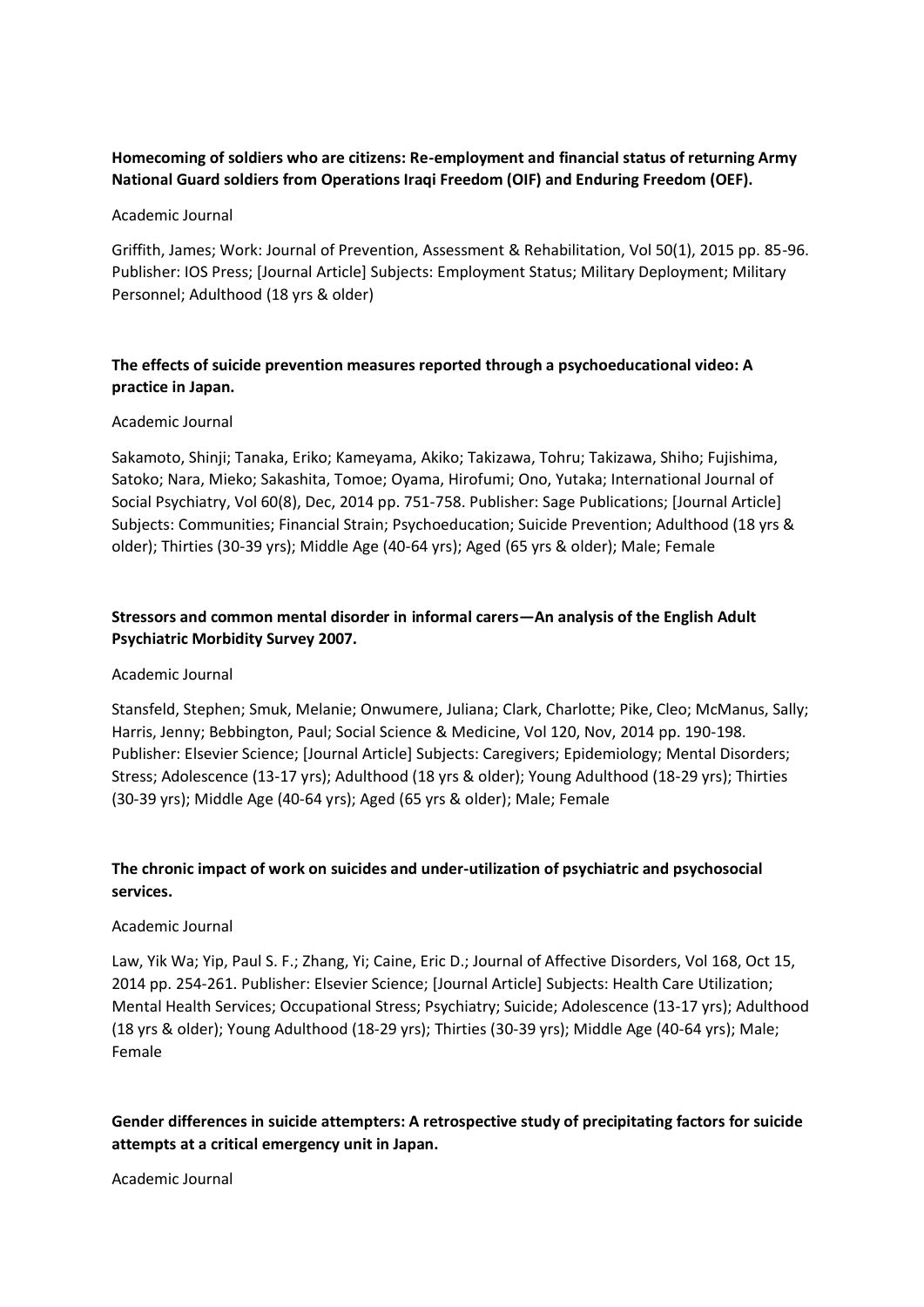**Homecoming of soldiers who are citizens: Re-employment and financial status of returning Army National Guard soldiers from Operations Iraqi Freedom (OIF) and Enduring Freedom (OEF).**

Academic Journal

Griffith, James; Work: Journal of Prevention, Assessment & Rehabilitation, Vol 50(1), 2015 pp. 85-96. Publisher: IOS Press; [Journal Article] Subjects: Employment Status; Military Deployment; Military Personnel; Adulthood (18 yrs & older)

**The effects of suicide prevention measures reported through a psychoeducational video: A practice in Japan.**

Academic Journal

Sakamoto, Shinji; Tanaka, Eriko; Kameyama, Akiko; Takizawa, Tohru; Takizawa, Shiho; Fujishima, Satoko; Nara, Mieko; Sakashita, Tomoe; Oyama, Hirofumi; Ono, Yutaka; International Journal of Social Psychiatry, Vol 60(8), Dec, 2014 pp. 751-758. Publisher: Sage Publications; [Journal Article] Subjects: Communities; Financial Strain; Psychoeducation; Suicide Prevention; Adulthood (18 yrs & older); Thirties (30-39 yrs); Middle Age (40-64 yrs); Aged (65 yrs & older); Male; Female

**Stressors and common mental disorder in informal carers—An analysis of the English Adult Psychiatric Morbidity Survey 2007.**

Academic Journal

Stansfeld, Stephen; Smuk, Melanie; Onwumere, Juliana; Clark, Charlotte; Pike, Cleo; McManus, Sally; Harris, Jenny; Bebbington, Paul; Social Science & Medicine, Vol 120, Nov, 2014 pp. 190-198. Publisher: Elsevier Science; [Journal Article] Subjects: Caregivers; Epidemiology; Mental Disorders; Stress; Adolescence (13-17 yrs); Adulthood (18 yrs & older); Young Adulthood (18-29 yrs); Thirties (30-39 yrs); Middle Age (40-64 yrs); Aged (65 yrs & older); Male; Female

**The chronic impact of work on suicides and under-utilization of psychiatric and psychosocial services.**

Academic Journal

Law, Yik Wa; Yip, Paul S. F.; Zhang, Yi; Caine, Eric D.; Journal of Affective Disorders, Vol 168, Oct 15, 2014 pp. 254-261. Publisher: Elsevier Science; [Journal Article] Subjects: Health Care Utilization; Mental Health Services; Occupational Stress; Psychiatry; Suicide; Adolescence (13-17 yrs); Adulthood (18 yrs & older); Young Adulthood (18-29 yrs); Thirties (30-39 yrs); Middle Age (40-64 yrs); Male; Female

**Gender differences in suicide attempters: A retrospective study of precipitating factors for suicide attempts at a critical emergency unit in Japan.**

Academic Journal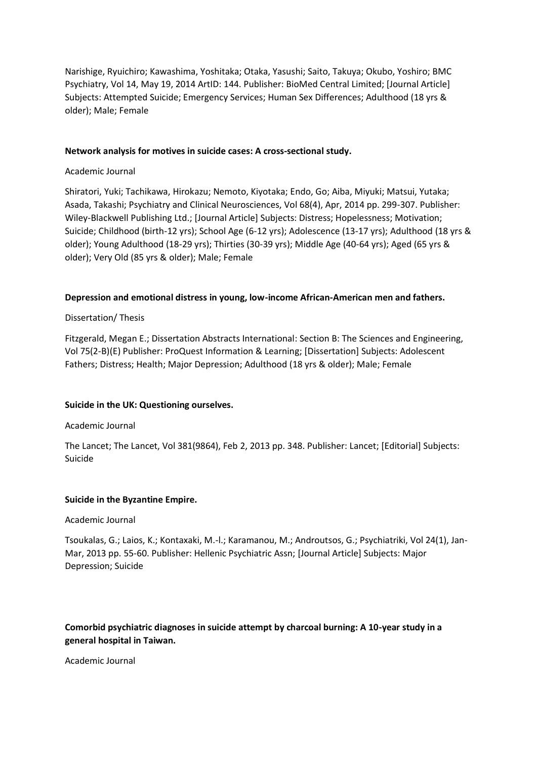Narishige, Ryuichiro; Kawashima, Yoshitaka; Otaka, Yasushi; Saito, Takuya; Okubo, Yoshiro; BMC Psychiatry, Vol 14, May 19, 2014 ArtID: 144. Publisher: BioMed Central Limited; [Journal Article] Subjects: Attempted Suicide; Emergency Services; Human Sex Differences; Adulthood (18 yrs & older); Male; Female

**Network analysis for motives in suicide cases: A cross-sectional study.**

Academic Journal

Shiratori, Yuki; Tachikawa, Hirokazu; Nemoto, Kiyotaka; Endo, Go; Aiba, Miyuki; Matsui, Yutaka; Asada, Takashi; Psychiatry and Clinical Neurosciences, Vol 68(4), Apr, 2014 pp. 299-307. Publisher: Wiley-Blackwell Publishing Ltd.; [Journal Article] Subjects: Distress; Hopelessness; Motivation; Suicide; Childhood (birth-12 yrs); School Age (6-12 yrs); Adolescence (13-17 yrs); Adulthood (18 yrs & older); Young Adulthood (18-29 yrs); Thirties (30-39 yrs); Middle Age (40-64 yrs); Aged (65 yrs & older); Very Old (85 yrs & older); Male; Female

**Depression and emotional distress in young, low-income African-American men and fathers.**

Dissertation/ Thesis

Fitzgerald, Megan E.; Dissertation Abstracts International: Section B: The Sciences and Engineering, Vol 75(2-B)(E) Publisher: ProQuest Information & Learning; [Dissertation] Subjects: Adolescent Fathers; Distress; Health; Major Depression; Adulthood (18 yrs & older); Male; Female

**Suicide in the UK: Questioning ourselves.**

Academic Journal

The Lancet; The Lancet, Vol 381(9864), Feb 2, 2013 pp. 348. Publisher: Lancet; [Editorial] Subjects: Suicide

**Suicide in the Byzantine Empire.**

Academic Journal

Tsoukalas, G.; Laios, K.; Kontaxaki, M.-I.; Karamanou, M.; Androutsos, G.; Psychiatriki, Vol 24(1), Jan-Mar, 2013 pp. 55-60. Publisher: Hellenic Psychiatric Assn; [Journal Article] Subjects: Major Depression; Suicide

**Comorbid psychiatric diagnoses in suicide attempt by charcoal burning: A 10-year study in a general hospital in Taiwan.**

Academic Journal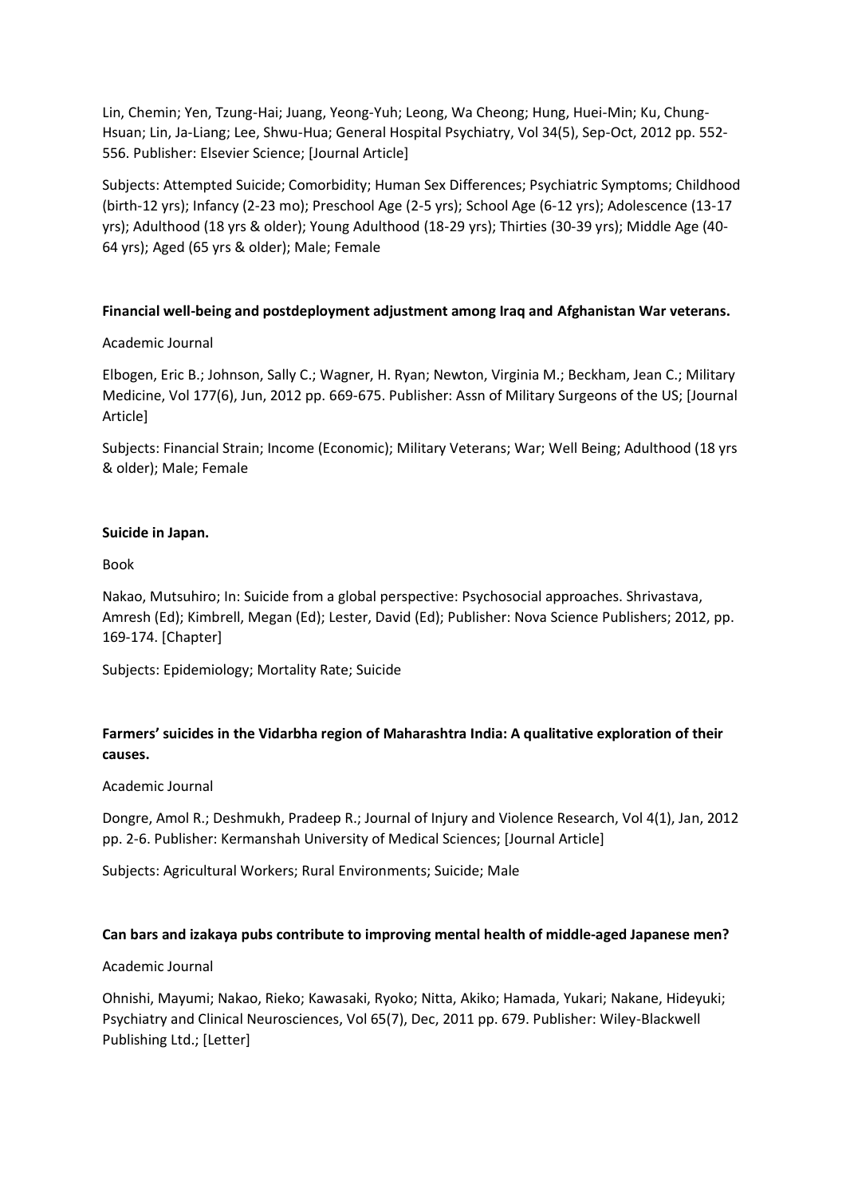Lin, Chemin; Yen, Tzung-Hai; Juang, Yeong-Yuh; Leong, Wa Cheong; Hung, Huei-Min; Ku, Chung-Hsuan; Lin, Ja-Liang; Lee, Shwu-Hua; General Hospital Psychiatry, Vol 34(5), Sep-Oct, 2012 pp. 552-556. Publisher: Elsevier Science; [Journal Article]

Subjects: Attempted Suicide; Comorbidity; Human Sex Differences; Psychiatric Symptoms; Childhood (birth-12 yrs); Infancy (2-23 mo); Preschool Age (2-5 yrs); School Age (6-12 yrs); Adolescence (13-17 yrs); Adulthood (18 yrs & older); Young Adulthood (18-29 yrs); Thirties (30-39 yrs); Middle Age (40-64 yrs); Aged (65 yrs & older); Male; Female

**Financial well-being and postdeployment adjustment among Iraq and Afghanistan War veterans.**

Academic Journal

Elbogen, Eric B.; Johnson, Sally C.; Wagner, H. Ryan; Newton, Virginia M.; Beckham, Jean C.; Military Medicine, Vol 177(6), Jun, 2012 pp. 669-675. Publisher: Assn of Military Surgeons of the US; [Journal Article]

Subjects: Financial Strain; Income (Economic); Military Veterans; War; Well Being; Adulthood (18 yrs & older); Male; Female

**Suicide in Japan.**

Book

Nakao, Mutsuhiro; In: Suicide from a global perspective: Psychosocial approaches. Shrivastava, Amresh (Ed); Kimbrell, Megan (Ed); Lester, David (Ed); Publisher: Nova Science Publishers; 2012, pp. 169-174. [Chapter]

Subjects: Epidemiology; Mortality Rate; Suicide

**Farmers' suicides in the Vidarbha region of Maharashtra India: A qualitative exploration of their causes.**

Academic Journal

Dongre, Amol R.; Deshmukh, Pradeep R.; Journal of Injury and Violence Research, Vol 4(1), Jan, 2012 pp. 2-6. Publisher: Kermanshah University of Medical Sciences; [Journal Article]

Subjects: Agricultural Workers; Rural Environments; Suicide; Male

**Can bars and izakaya pubs contribute to improving mental health of middle-aged Japanese men?**

Academic Journal

Ohnishi, Mayumi; Nakao, Rieko; Kawasaki, Ryoko; Nitta, Akiko; Hamada, Yukari; Nakane, Hideyuki; Psychiatry and Clinical Neurosciences, Vol 65(7), Dec, 2011 pp. 679. Publisher: Wiley-Blackwell Publishing Ltd.; [Letter]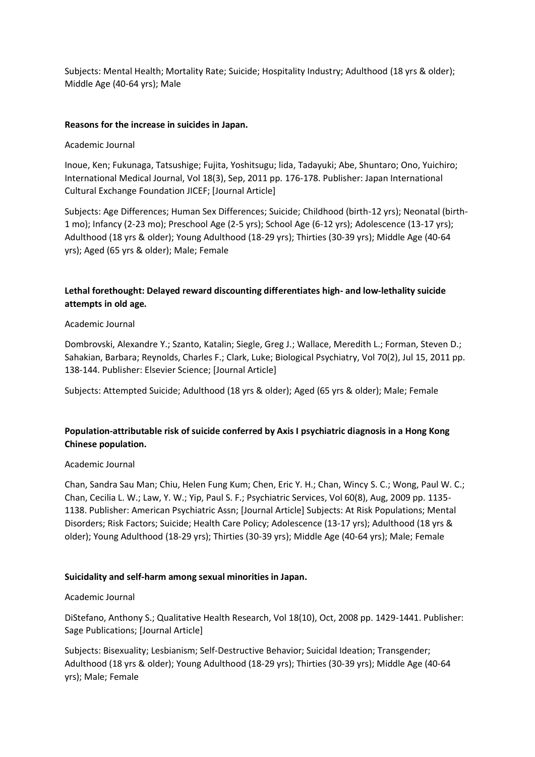Subjects: Mental Health; Mortality Rate; Suicide; Hospitality Industry; Adulthood (18 yrs & older); Middle Age (40-64 yrs); Male

**Reasons for the increase in suicides in Japan.**

Academic Journal

Inoue, Ken; Fukunaga, Tatsushige; Fujita, Yoshitsugu; Iida, Tadayuki; Abe, Shuntaro; Ono, Yuichiro; International Medical Journal, Vol 18(3), Sep, 2011 pp. 176-178. Publisher: Japan International Cultural Exchange Foundation JICEF; [Journal Article]

Subjects: Age Differences; Human Sex Differences; Suicide; Childhood (birth-12 yrs); Neonatal (birth-1 mo); Infancy (2-23 mo); Preschool Age (2-5 yrs); School Age (6-12 yrs); Adolescence (13-17 yrs); Adulthood (18 yrs & older); Young Adulthood (18-29 yrs); Thirties (30-39 yrs); Middle Age (40-64 yrs); Aged (65 yrs & older); Male; Female

**Lethal forethought: Delayed reward discounting differentiates high- and low-lethality suicide attempts in old age.**

Academic Journal

Dombrovski, Alexandre Y.; Szanto, Katalin; Siegle, Greg J.; Wallace, Meredith L.; Forman, Steven D.; Sahakian, Barbara; Reynolds, Charles F.; Clark, Luke; Biological Psychiatry, Vol 70(2), Jul 15, 2011 pp. 138-144. Publisher: Elsevier Science; [Journal Article]

Subjects: Attempted Suicide; Adulthood (18 yrs & older); Aged (65 yrs & older); Male; Female

**Population-attributable risk of suicide conferred by Axis I psychiatric diagnosis in a Hong Kong Chinese population.**

Academic Journal

Chan, Sandra Sau Man; Chiu, Helen Fung Kum; Chen, Eric Y. H.; Chan, Wincy S. C.; Wong, Paul W. C.; Chan, Cecilia L. W.; Law, Y. W.; Yip, Paul S. F.; Psychiatric Services, Vol 60(8), Aug, 2009 pp. 1135-1138. Publisher: American Psychiatric Assn; [Journal Article] Subjects: At Risk Populations; Mental Disorders; Risk Factors; Suicide; Health Care Policy; Adolescence (13-17 yrs); Adulthood (18 yrs & older); Young Adulthood (18-29 yrs); Thirties (30-39 yrs); Middle Age (40-64 yrs); Male; Female

**Suicidality and self-harm among sexual minorities in Japan.**

Academic Journal

DiStefano, Anthony S.; Qualitative Health Research, Vol 18(10), Oct, 2008 pp. 1429-1441. Publisher: Sage Publications; [Journal Article]

Subjects: Bisexuality; Lesbianism; Self-Destructive Behavior; Suicidal Ideation; Transgender; Adulthood (18 yrs & older); Young Adulthood (18-29 yrs); Thirties (30-39 yrs); Middle Age (40-64 yrs); Male; Female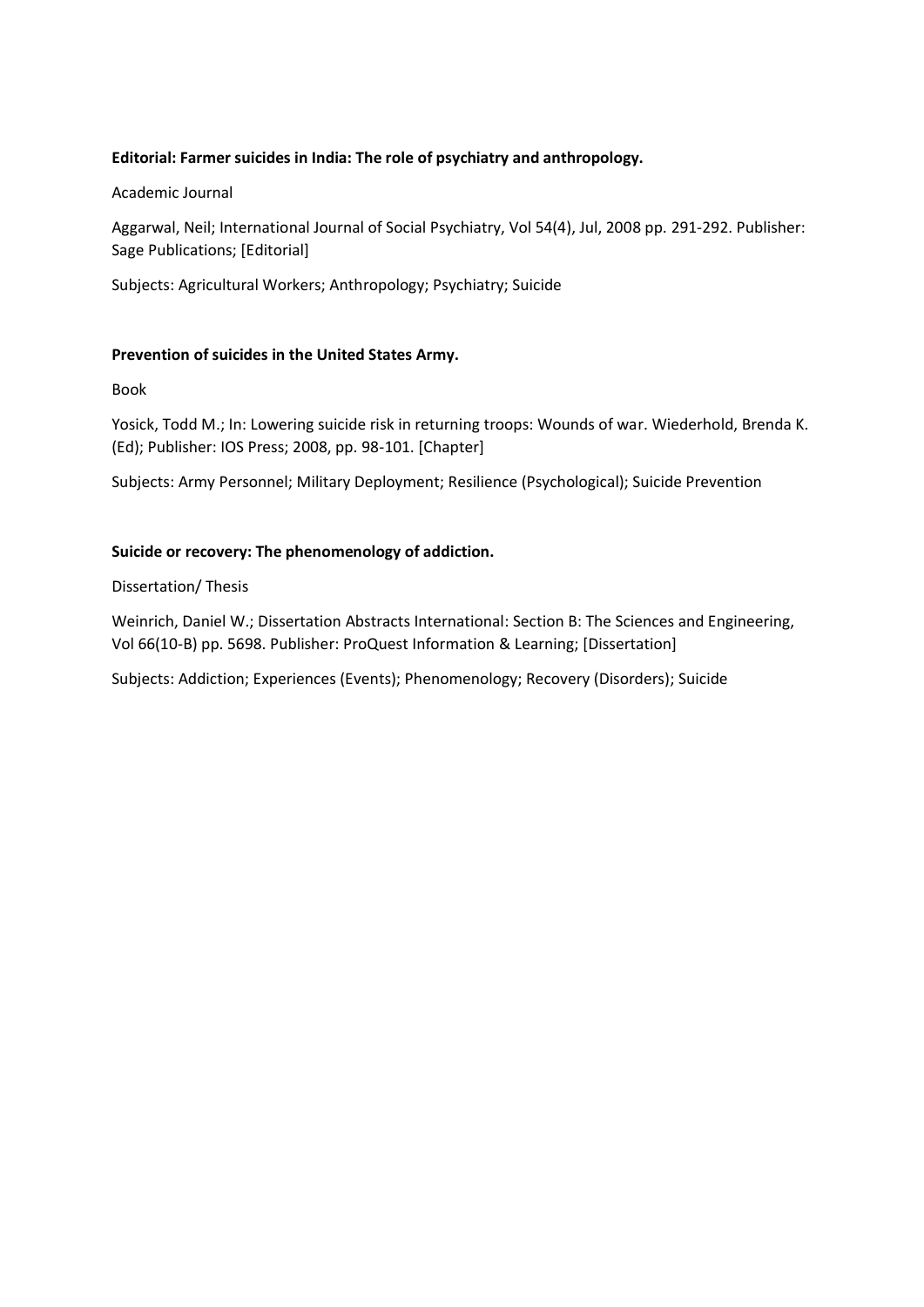**Editorial: Farmer suicides in India: The role of psychiatry and anthropology.**

Academic Journal

Aggarwal, Neil; International Journal of Social Psychiatry, Vol 54(4), Jul, 2008 pp. 291-292. Publisher: Sage Publications; [Editorial]

Subjects: Agricultural Workers; Anthropology; Psychiatry; Suicide

**Prevention of suicides in the United States Army.**

Book

Yosick, Todd M.; In: Lowering suicide risk in returning troops: Wounds of war. Wiederhold, Brenda K. (Ed); Publisher: IOS Press; 2008, pp. 98-101. [Chapter]

Subjects: Army Personnel; Military Deployment; Resilience (Psychological); Suicide Prevention

**Suicide or recovery: The phenomenology of addiction.**

Dissertation/ Thesis

Weinrich, Daniel W.; Dissertation Abstracts International: Section B: The Sciences and Engineering, Vol 66(10-B) pp. 5698. Publisher: ProQuest Information & Learning; [Dissertation]

Subjects: Addiction; Experiences (Events); Phenomenology; Recovery (Disorders); Suicide